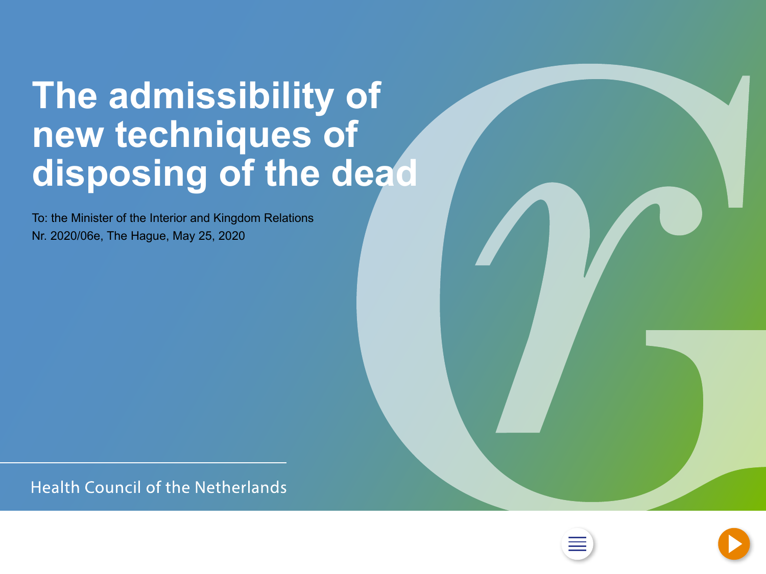# The admissibility of new techniques of disposing of the dead

To: the Minister of the Interior and Kingdom Relations
Nr. 2020/06e, The Hague, May 25, 2020

Health Council of the Netherlands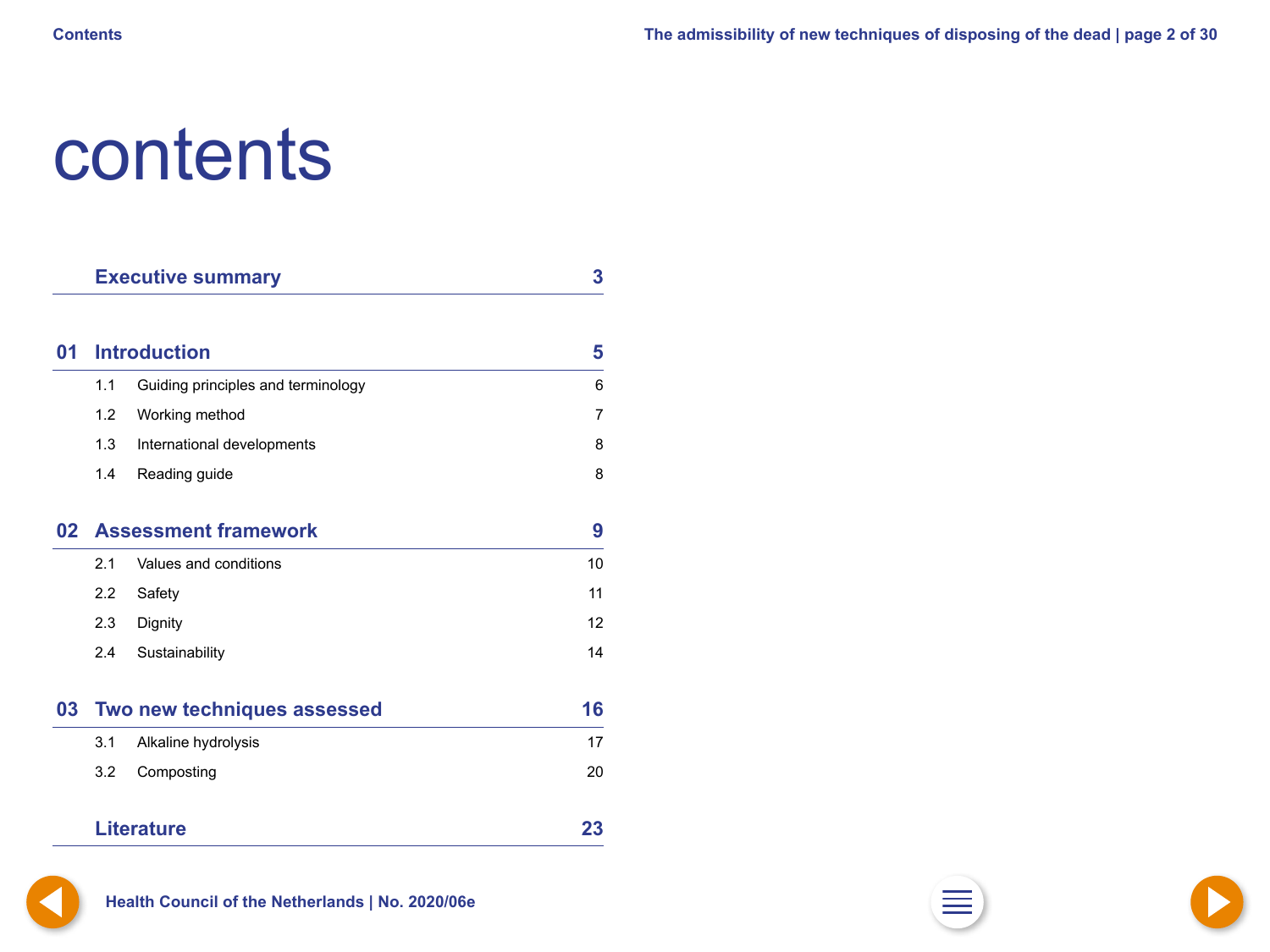# contents

| | | |
|---|---|---|
| | **Executive summary** | **3** |
| **01** | **Introduction** | **5** |
| 1.1 | Guiding principles and terminology | 6 |
| 1.2 | Working method | 7 |
| 1.3 | International developments | 8 |
| 1.4 | Reading guide | 8 |
| **02** | **Assessment framework** | **9** |
| 2.1 | Values and conditions | 10 |
| 2.2 | Safety | 11 |
| 2.3 | Dignity | 12 |
| 2.4 | Sustainability | 14 |
| **03** | **Two new techniques assessed** | **16** |
| 3.1 | Alkaline hydrolysis | 17 |
| 3.2 | Composting | 20 |
| | **Literature** | **23** |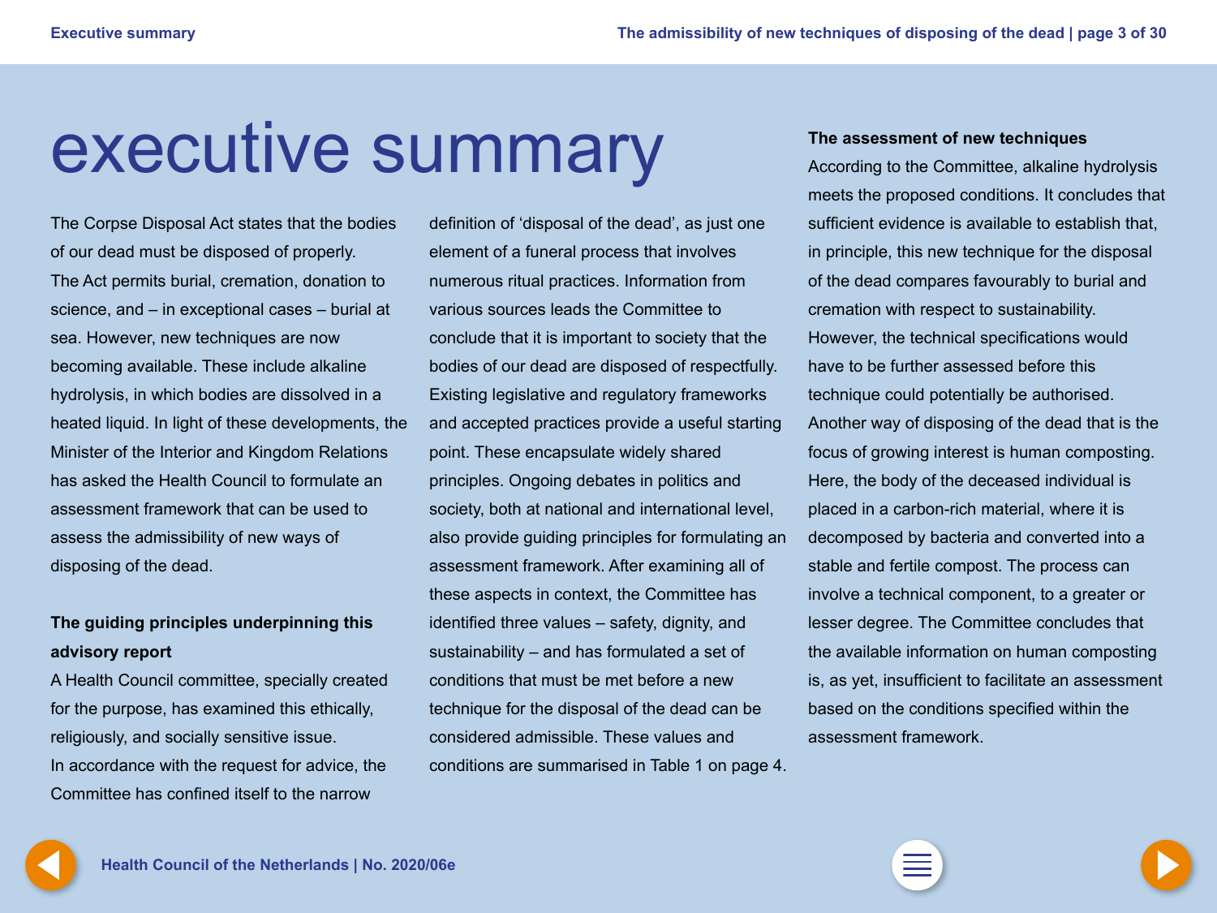# executive summary

The Corpse Disposal Act states that the bodies of our dead must be disposed of properly. The Act permits burial, cremation, donation to science, and – in exceptional cases – burial at sea. However, new techniques are now becoming available. These include alkaline hydrolysis, in which bodies are dissolved in a heated liquid. In light of these developments, the Minister of the Interior and Kingdom Relations has asked the Health Council to formulate an assessment framework that can be used to assess the admissibility of new ways of disposing of the dead.

## The guiding principles underpinning this advisory report

A Health Council committee, specially created for the purpose, has examined this ethically, religiously, and socially sensitive issue. In accordance with the request for advice, the Committee has confined itself to the narrow definition of 'disposal of the dead', as just one element of a funeral process that involves numerous ritual practices. Information from various sources leads the Committee to conclude that it is important to society that the bodies of our dead are disposed of respectfully. Existing legislative and regulatory frameworks and accepted practices provide a useful starting point. These encapsulate widely shared principles. Ongoing debates in politics and society, both at national and international level, also provide guiding principles for formulating an assessment framework. After examining all of these aspects in context, the Committee has identified three values – safety, dignity, and sustainability – and has formulated a set of conditions that must be met before a new technique for the disposal of the dead can be considered admissible. These values and conditions are summarised in Table 1 on page 4.

## The assessment of new techniques

According to the Committee, alkaline hydrolysis meets the proposed conditions. It concludes that sufficient evidence is available to establish that, in principle, this new technique for the disposal of the dead compares favourably to burial and cremation with respect to sustainability. However, the technical specifications would have to be further assessed before this technique could potentially be authorised. Another way of disposing of the dead that is the focus of growing interest is human composting. Here, the body of the deceased individual is placed in a carbon-rich material, where it is decomposed by bacteria and converted into a stable and fertile compost. The process can involve a technical component, to a greater or lesser degree. The Committee concludes that the available information on human composting is, as yet, insufficient to facilitate an assessment based on the conditions specified within the assessment framework.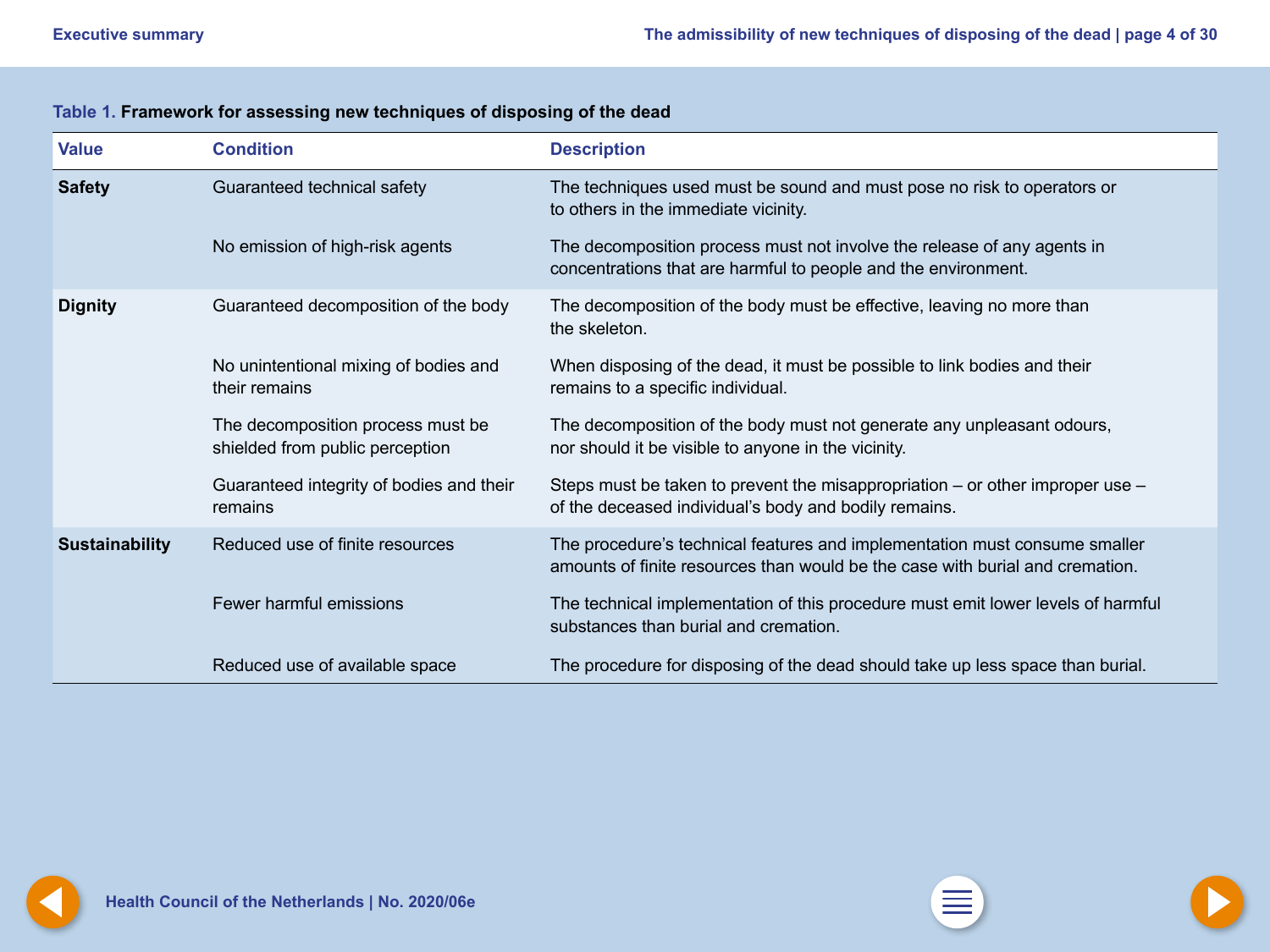**Table 1. Framework for assessing new techniques of disposing of the dead**

| Value | Condition | Description |
|---|---|---|
| **Safety** | Guaranteed technical safety | The techniques used must be sound and must pose no risk to operators or to others in the immediate vicinity. |
| | No emission of high-risk agents | The decomposition process must not involve the release of any agents in concentrations that are harmful to people and the environment. |
| **Dignity** | Guaranteed decomposition of the body | The decomposition of the body must be effective, leaving no more than the skeleton. |
| | No unintentional mixing of bodies and their remains | When disposing of the dead, it must be possible to link bodies and their remains to a specific individual. |
| | The decomposition process must be shielded from public perception | The decomposition of the body must not generate any unpleasant odours, nor should it be visible to anyone in the vicinity. |
| | Guaranteed integrity of bodies and their remains | Steps must be taken to prevent the misappropriation – or other improper use – of the deceased individual's body and bodily remains. |
| **Sustainability** | Reduced use of finite resources | The procedure's technical features and implementation must consume smaller amounts of finite resources than would be the case with burial and cremation. |
| | Fewer harmful emissions | The technical implementation of this procedure must emit lower levels of harmful substances than burial and cremation. |
| | Reduced use of available space | The procedure for disposing of the dead should take up less space than burial. |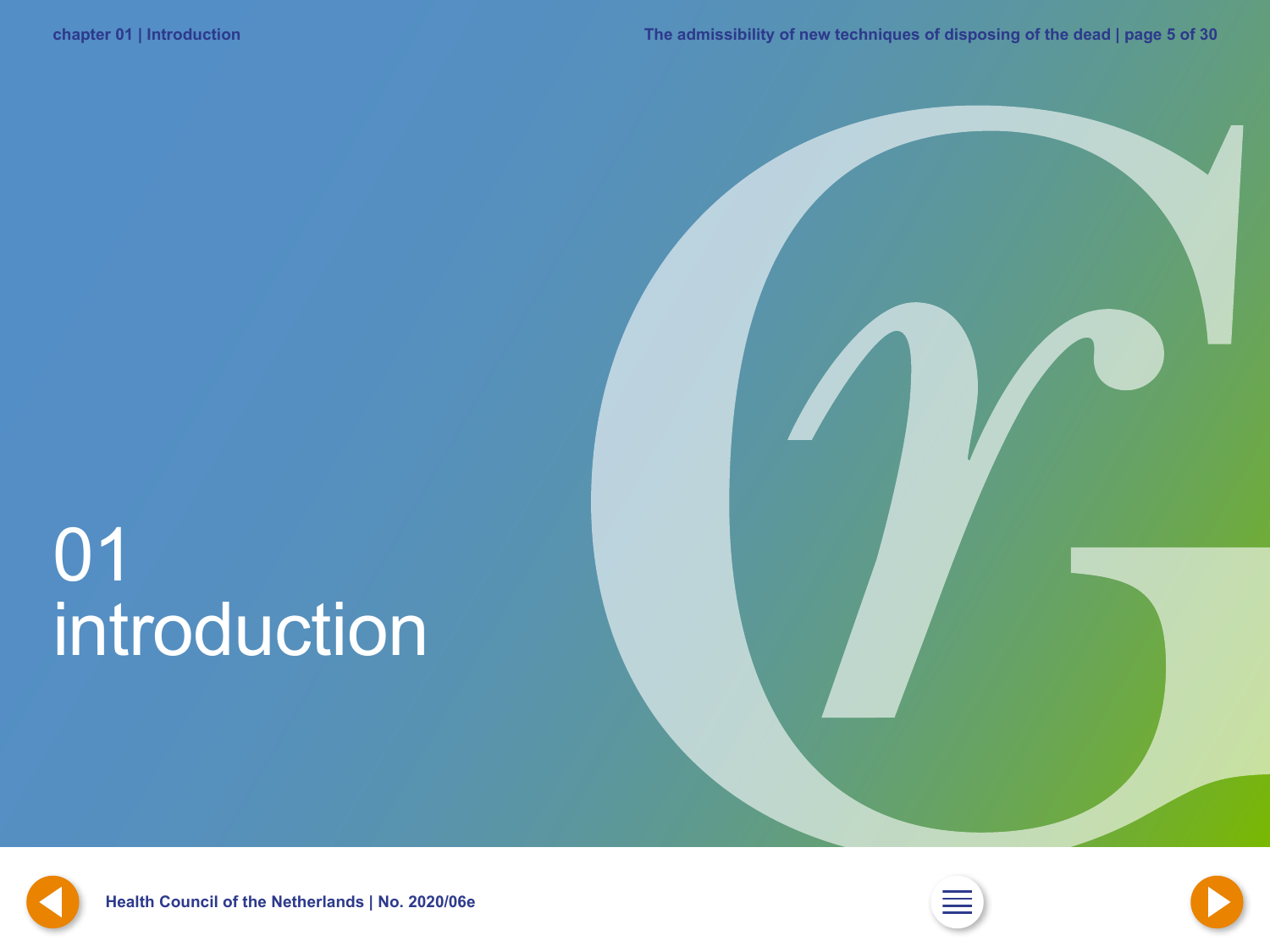# 01 introduction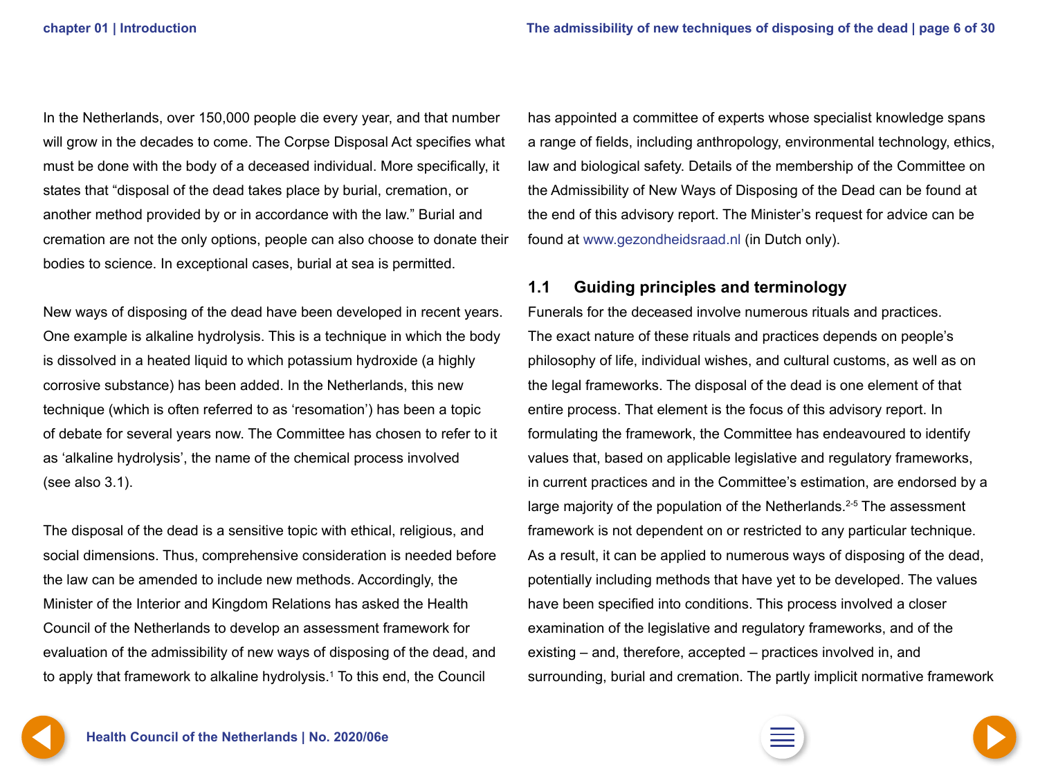In the Netherlands, over 150,000 people die every year, and that number will grow in the decades to come. The Corpse Disposal Act specifies what must be done with the body of a deceased individual. More specifically, it states that “disposal of the dead takes place by burial, cremation, or another method provided by or in accordance with the law.” Burial and cremation are not the only options, people can also choose to donate their bodies to science. In exceptional cases, burial at sea is permitted.

New ways of disposing of the dead have been developed in recent years. One example is alkaline hydrolysis. This is a technique in which the body is dissolved in a heated liquid to which potassium hydroxide (a highly corrosive substance) has been added. In the Netherlands, this new technique (which is often referred to as ‘resomation’) has been a topic of debate for several years now. The Committee has chosen to refer to it as ‘alkaline hydrolysis’, the name of the chemical process involved (see also 3.1).

The disposal of the dead is a sensitive topic with ethical, religious, and social dimensions. Thus, comprehensive consideration is needed before the law can be amended to include new methods. Accordingly, the Minister of the Interior and Kingdom Relations has asked the Health Council of the Netherlands to develop an assessment framework for evaluation of the admissibility of new ways of disposing of the dead, and to apply that framework to alkaline hydrolysis.[1] To this end, the Council has appointed a committee of experts whose specialist knowledge spans a range of fields, including anthropology, environmental technology, ethics, law and biological safety. Details of the membership of the Committee on the Admissibility of New Ways of Disposing of the Dead can be found at the end of this advisory report. The Minister’s request for advice can be found at www.gezondheidsraad.nl (in Dutch only).

## 1.1 Guiding principles and terminology

Funerals for the deceased involve numerous rituals and practices. The exact nature of these rituals and practices depends on people’s philosophy of life, individual wishes, and cultural customs, as well as on the legal frameworks. The disposal of the dead is one element of that entire process. That element is the focus of this advisory report. In formulating the framework, the Committee has endeavoured to identify values that, based on applicable legislative and regulatory frameworks, in current practices and in the Committee’s estimation, are endorsed by a large majority of the population of the Netherlands.[2-5] The assessment framework is not dependent on or restricted to any particular technique. As a result, it can be applied to numerous ways of disposing of the dead, potentially including methods that have yet to be developed. The values have been specified into conditions. This process involved a closer examination of the legislative and regulatory frameworks, and of the existing – and, therefore, accepted – practices involved in, and surrounding, burial and cremation. The partly implicit normative framework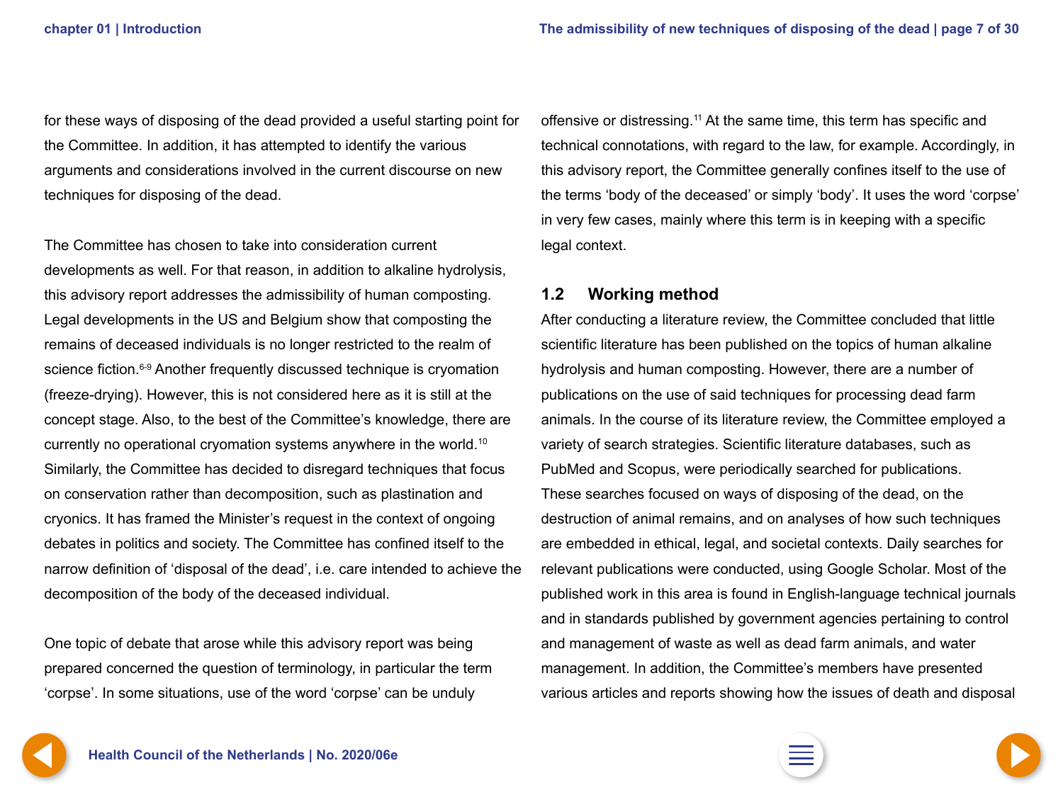for these ways of disposing of the dead provided a useful starting point for the Committee. In addition, it has attempted to identify the various arguments and considerations involved in the current discourse on new techniques for disposing of the dead.

The Committee has chosen to take into consideration current developments as well. For that reason, in addition to alkaline hydrolysis, this advisory report addresses the admissibility of human composting. Legal developments in the US and Belgium show that composting the remains of deceased individuals is no longer restricted to the realm of science fiction.[6-9] Another frequently discussed technique is cryomation (freeze-drying). However, this is not considered here as it is still at the concept stage. Also, to the best of the Committee's knowledge, there are currently no operational cryomation systems anywhere in the world.[10] Similarly, the Committee has decided to disregard techniques that focus on conservation rather than decomposition, such as plastination and cryonics. It has framed the Minister's request in the context of ongoing debates in politics and society. The Committee has confined itself to the narrow definition of 'disposal of the dead', i.e. care intended to achieve the decomposition of the body of the deceased individual.

One topic of debate that arose while this advisory report was being prepared concerned the question of terminology, in particular the term 'corpse'. In some situations, use of the word 'corpse' can be unduly offensive or distressing.[11] At the same time, this term has specific and technical connotations, with regard to the law, for example. Accordingly, in this advisory report, the Committee generally confines itself to the use of the terms 'body of the deceased' or simply 'body'. It uses the word 'corpse' in very few cases, mainly where this term is in keeping with a specific legal context.

## 1.2 Working method

After conducting a literature review, the Committee concluded that little scientific literature has been published on the topics of human alkaline hydrolysis and human composting. However, there are a number of publications on the use of said techniques for processing dead farm animals. In the course of its literature review, the Committee employed a variety of search strategies. Scientific literature databases, such as PubMed and Scopus, were periodically searched for publications. These searches focused on ways of disposing of the dead, on the destruction of animal remains, and on analyses of how such techniques are embedded in ethical, legal, and societal contexts. Daily searches for relevant publications were conducted, using Google Scholar. Most of the published work in this area is found in English-language technical journals and in standards published by government agencies pertaining to control and management of waste as well as dead farm animals, and water management. In addition, the Committee's members have presented various articles and reports showing how the issues of death and disposal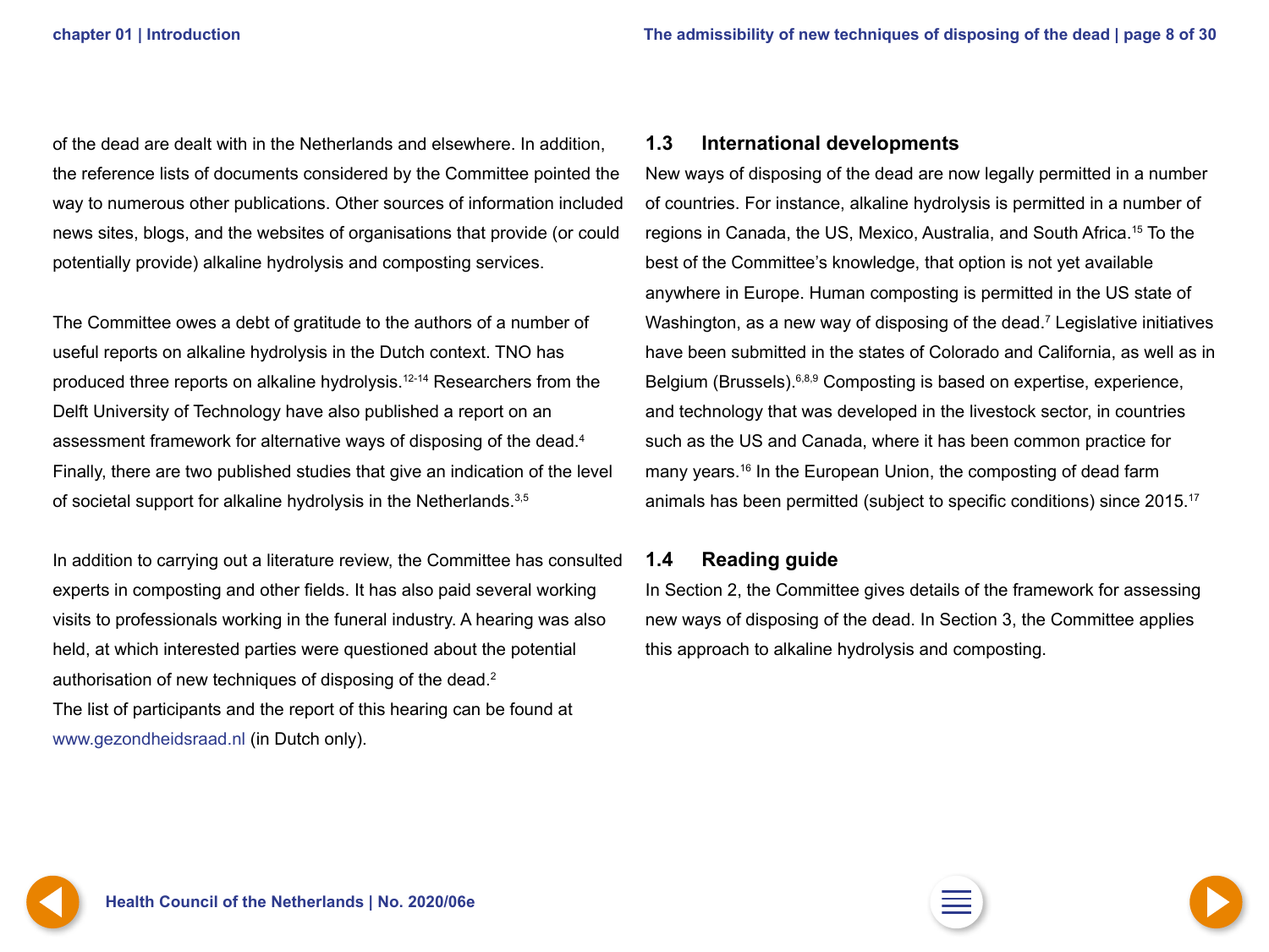of the dead are dealt with in the Netherlands and elsewhere. In addition, the reference lists of documents considered by the Committee pointed the way to numerous other publications. Other sources of information included news sites, blogs, and the websites of organisations that provide (or could potentially provide) alkaline hydrolysis and composting services.

The Committee owes a debt of gratitude to the authors of a number of useful reports on alkaline hydrolysis in the Dutch context. TNO has produced three reports on alkaline hydrolysis.[12-14] Researchers from the Delft University of Technology have also published a report on an assessment framework for alternative ways of disposing of the dead.[4] Finally, there are two published studies that give an indication of the level of societal support for alkaline hydrolysis in the Netherlands.[3,5]

In addition to carrying out a literature review, the Committee has consulted experts in composting and other fields. It has also paid several working visits to professionals working in the funeral industry. A hearing was also held, at which interested parties were questioned about the potential authorisation of new techniques of disposing of the dead.[2]
The list of participants and the report of this hearing can be found at www.gezondheidsraad.nl (in Dutch only).

## 1.3 International developments

New ways of disposing of the dead are now legally permitted in a number of countries. For instance, alkaline hydrolysis is permitted in a number of regions in Canada, the US, Mexico, Australia, and South Africa.[15] To the best of the Committee's knowledge, that option is not yet available anywhere in Europe. Human composting is permitted in the US state of Washington, as a new way of disposing of the dead.[7] Legislative initiatives have been submitted in the states of Colorado and California, as well as in Belgium (Brussels).[6,8,9] Composting is based on expertise, experience, and technology that was developed in the livestock sector, in countries such as the US and Canada, where it has been common practice for many years.[16] In the European Union, the composting of dead farm animals has been permitted (subject to specific conditions) since 2015.[17]

## 1.4 Reading guide

In Section 2, the Committee gives details of the framework for assessing new ways of disposing of the dead. In Section 3, the Committee applies this approach to alkaline hydrolysis and composting.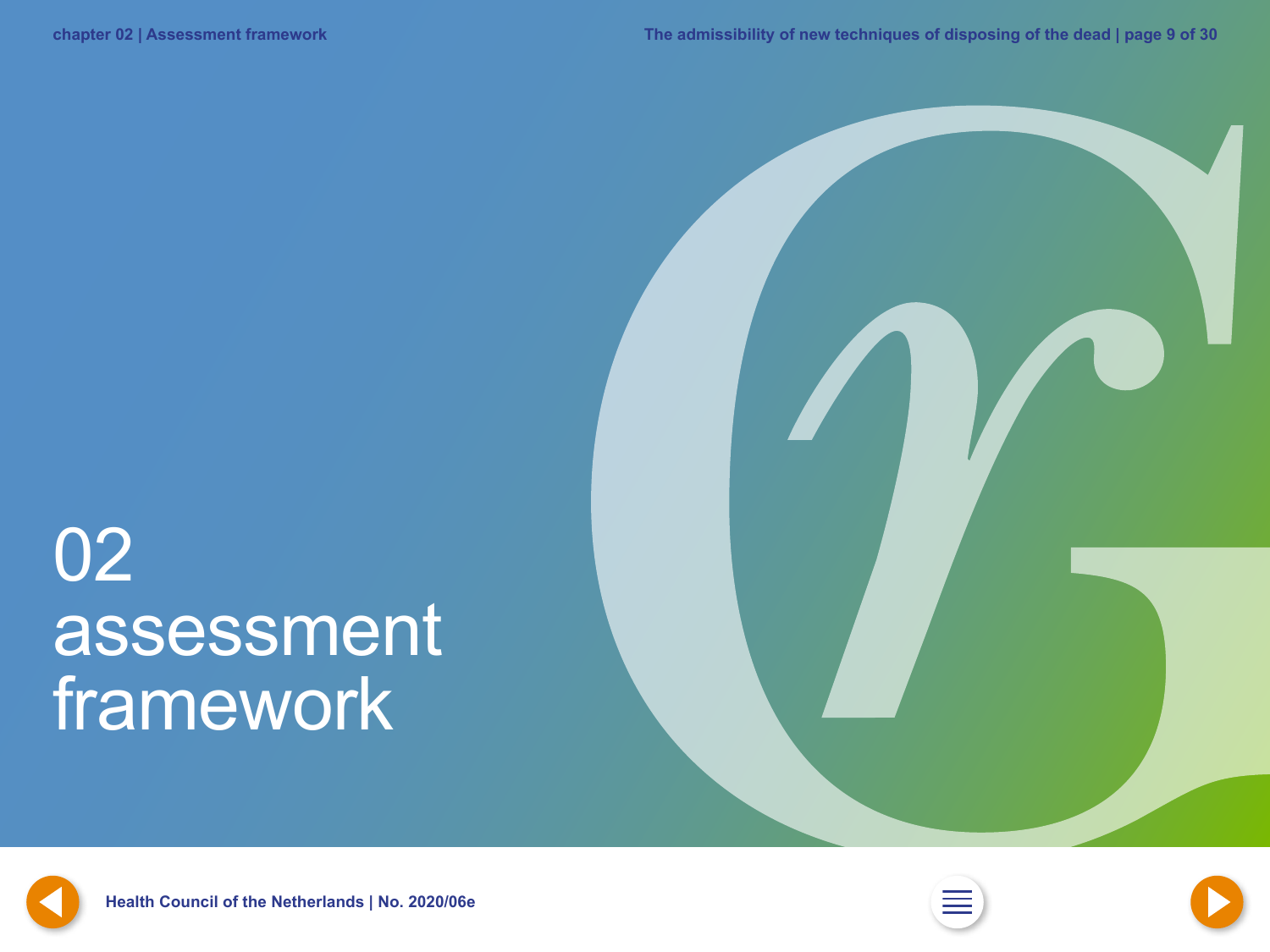# 02 assessment framework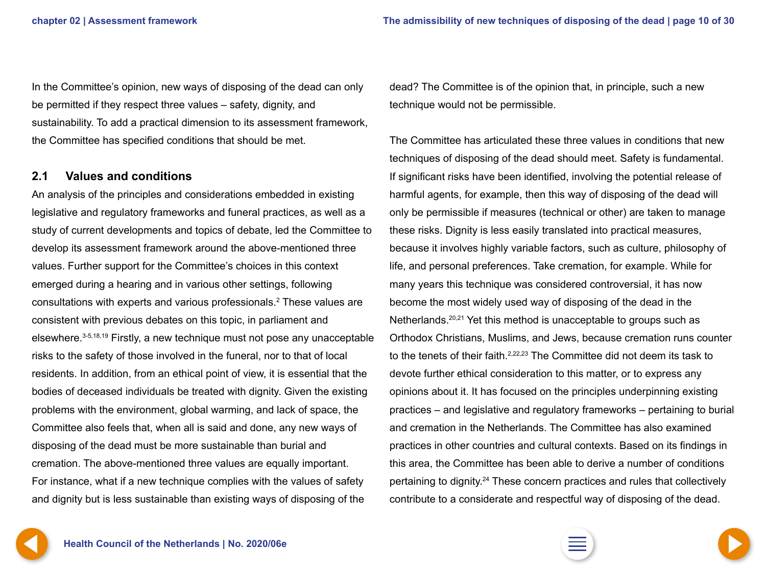In the Committee's opinion, new ways of disposing of the dead can only be permitted if they respect three values – safety, dignity, and sustainability. To add a practical dimension to its assessment framework, the Committee has specified conditions that should be met.

## 2.1 Values and conditions

An analysis of the principles and considerations embedded in existing legislative and regulatory frameworks and funeral practices, as well as a study of current developments and topics of debate, led the Committee to develop its assessment framework around the above-mentioned three values. Further support for the Committee's choices in this context emerged during a hearing and in various other settings, following consultations with experts and various professionals.[2] These values are consistent with previous debates on this topic, in parliament and elsewhere.[3-5,18,19] Firstly, a new technique must not pose any unacceptable risks to the safety of those involved in the funeral, nor to that of local residents. In addition, from an ethical point of view, it is essential that the bodies of deceased individuals be treated with dignity. Given the existing problems with the environment, global warming, and lack of space, the Committee also feels that, when all is said and done, any new ways of disposing of the dead must be more sustainable than burial and cremation. The above-mentioned three values are equally important. For instance, what if a new technique complies with the values of safety and dignity but is less sustainable than existing ways of disposing of the dead? The Committee is of the opinion that, in principle, such a new technique would not be permissible.

The Committee has articulated these three values in conditions that new techniques of disposing of the dead should meet. Safety is fundamental. If significant risks have been identified, involving the potential release of harmful agents, for example, then this way of disposing of the dead will only be permissible if measures (technical or other) are taken to manage these risks. Dignity is less easily translated into practical measures, because it involves highly variable factors, such as culture, philosophy of life, and personal preferences. Take cremation, for example. While for many years this technique was considered controversial, it has now become the most widely used way of disposing of the dead in the Netherlands.[20,21] Yet this method is unacceptable to groups such as Orthodox Christians, Muslims, and Jews, because cremation runs counter to the tenets of their faith.[2,22,23] The Committee did not deem its task to devote further ethical consideration to this matter, or to express any opinions about it. It has focused on the principles underpinning existing practices – and legislative and regulatory frameworks – pertaining to burial and cremation in the Netherlands. The Committee has also examined practices in other countries and cultural contexts. Based on its findings in this area, the Committee has been able to derive a number of conditions pertaining to dignity.[24] These concern practices and rules that collectively contribute to a considerate and respectful way of disposing of the dead.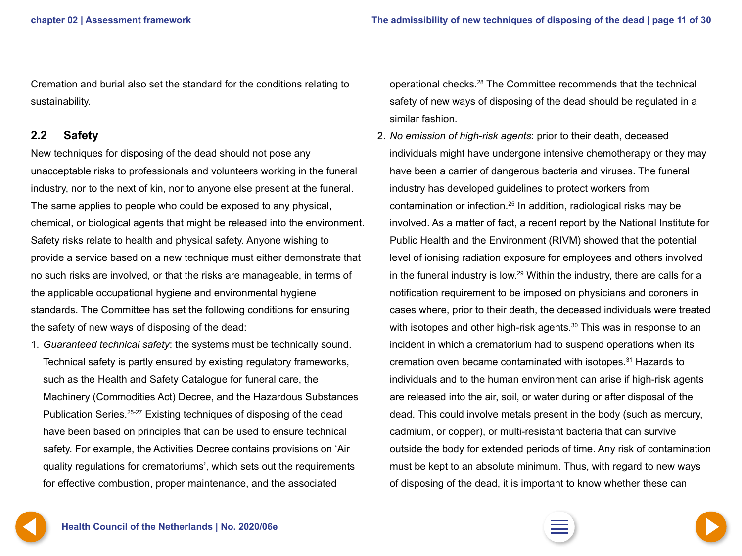Cremation and burial also set the standard for the conditions relating to sustainability.

## 2.2 Safety

New techniques for disposing of the dead should not pose any unacceptable risks to professionals and volunteers working in the funeral industry, nor to the next of kin, nor to anyone else present at the funeral. The same applies to people who could be exposed to any physical, chemical, or biological agents that might be released into the environment. Safety risks relate to health and physical safety. Anyone wishing to provide a service based on a new technique must either demonstrate that no such risks are involved, or that the risks are manageable, in terms of the applicable occupational hygiene and environmental hygiene standards. The Committee has set the following conditions for ensuring the safety of new ways of disposing of the dead:

1. *Guaranteed technical safety*: the systems must be technically sound. Technical safety is partly ensured by existing regulatory frameworks, such as the Health and Safety Catalogue for funeral care, the Machinery (Commodities Act) Decree, and the Hazardous Substances Publication Series.[25-27] Existing techniques of disposing of the dead have been based on principles that can be used to ensure technical safety. For example, the Activities Decree contains provisions on 'Air quality regulations for crematoriums', which sets out the requirements for effective combustion, proper maintenance, and the associated operational checks.[28] The Committee recommends that the technical safety of new ways of disposing of the dead should be regulated in a similar fashion.
2. *No emission of high-risk agents*: prior to their death, deceased individuals might have undergone intensive chemotherapy or they may have been a carrier of dangerous bacteria and viruses. The funeral industry has developed guidelines to protect workers from contamination or infection.[25] In addition, radiological risks may be involved. As a matter of fact, a recent report by the National Institute for Public Health and the Environment (RIVM) showed that the potential level of ionising radiation exposure for employees and others involved in the funeral industry is low.[29] Within the industry, there are calls for a notification requirement to be imposed on physicians and coroners in cases where, prior to their death, the deceased individuals were treated with isotopes and other high-risk agents.[30] This was in response to an incident in which a crematorium had to suspend operations when its cremation oven became contaminated with isotopes.[31] Hazards to individuals and to the human environment can arise if high-risk agents are released into the air, soil, or water during or after disposal of the dead. This could involve metals present in the body (such as mercury, cadmium, or copper), or multi-resistant bacteria that can survive outside the body for extended periods of time. Any risk of contamination must be kept to an absolute minimum. Thus, with regard to new ways of disposing of the dead, it is important to know whether these can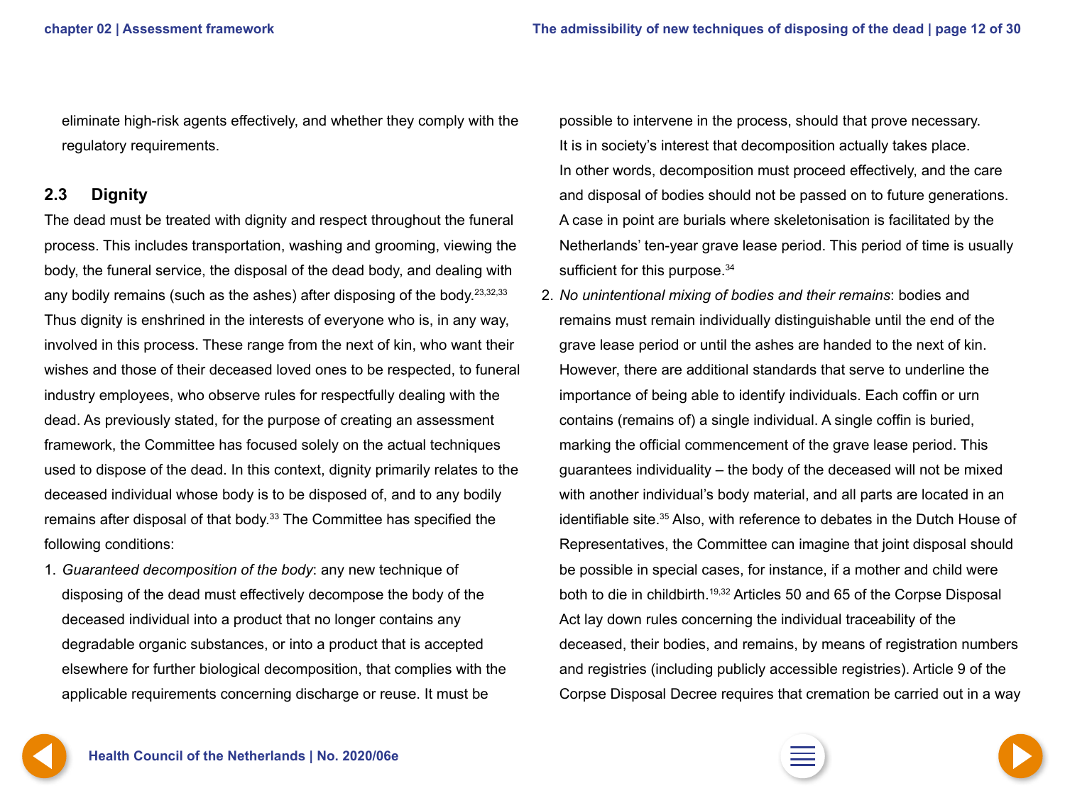eliminate high-risk agents effectively, and whether they comply with the regulatory requirements.

## 2.3 Dignity

The dead must be treated with dignity and respect throughout the funeral process. This includes transportation, washing and grooming, viewing the body, the funeral service, the disposal of the dead body, and dealing with any bodily remains (such as the ashes) after disposing of the body.[23,32,33] Thus dignity is enshrined in the interests of everyone who is, in any way, involved in this process. These range from the next of kin, who want their wishes and those of their deceased loved ones to be respected, to funeral industry employees, who observe rules for respectfully dealing with the dead. As previously stated, for the purpose of creating an assessment framework, the Committee has focused solely on the actual techniques used to dispose of the dead. In this context, dignity primarily relates to the deceased individual whose body is to be disposed of, and to any bodily remains after disposal of that body.[33] The Committee has specified the following conditions:

1. *Guaranteed decomposition of the body*: any new technique of disposing of the dead must effectively decompose the body of the deceased individual into a product that no longer contains any degradable organic substances, or into a product that is accepted elsewhere for further biological decomposition, that complies with the applicable requirements concerning discharge or reuse. It must be possible to intervene in the process, should that prove necessary. It is in society's interest that decomposition actually takes place. In other words, decomposition must proceed effectively, and the care and disposal of bodies should not be passed on to future generations. A case in point are burials where skeletonisation is facilitated by the Netherlands' ten-year grave lease period. This period of time is usually sufficient for this purpose.[34]
2. *No unintentional mixing of bodies and their remains*: bodies and remains must remain individually distinguishable until the end of the grave lease period or until the ashes are handed to the next of kin. However, there are additional standards that serve to underline the importance of being able to identify individuals. Each coffin or urn contains (remains of) a single individual. A single coffin is buried, marking the official commencement of the grave lease period. This guarantees individuality – the body of the deceased will not be mixed with another individual's body material, and all parts are located in an identifiable site.[35] Also, with reference to debates in the Dutch House of Representatives, the Committee can imagine that joint disposal should be possible in special cases, for instance, if a mother and child were both to die in childbirth.[19,32] Articles 50 and 65 of the Corpse Disposal Act lay down rules concerning the individual traceability of the deceased, their bodies, and remains, by means of registration numbers and registries (including publicly accessible registries). Article 9 of the Corpse Disposal Decree requires that cremation be carried out in a way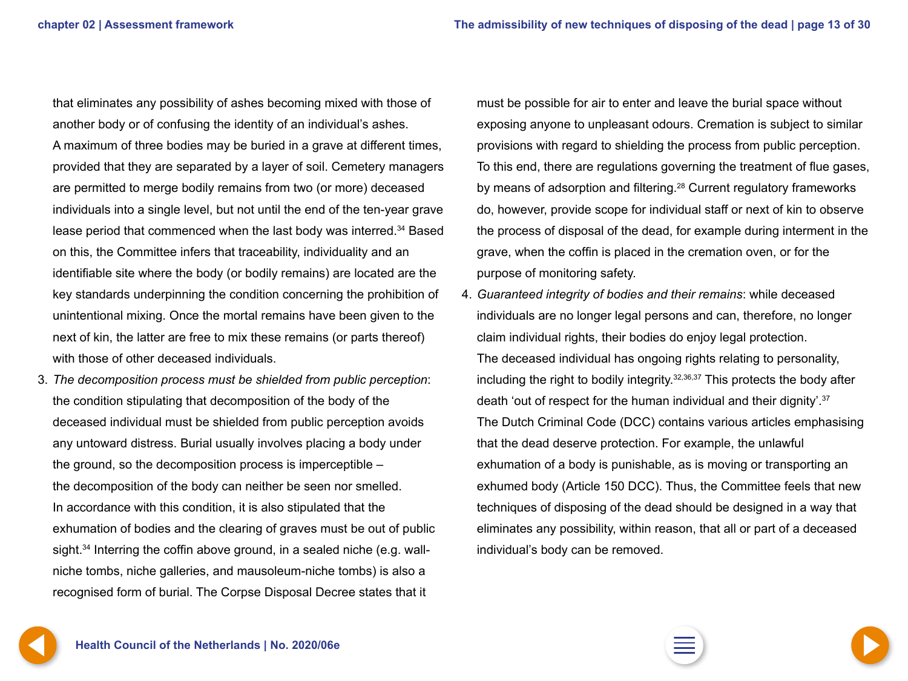that eliminates any possibility of ashes becoming mixed with those of another body or of confusing the identity of an individual's ashes.
A maximum of three bodies may be buried in a grave at different times, provided that they are separated by a layer of soil. Cemetery managers are permitted to merge bodily remains from two (or more) deceased individuals into a single level, but not until the end of the ten-year grave lease period that commenced when the last body was interred.[34] Based on this, the Committee infers that traceability, individuality and an identifiable site where the body (or bodily remains) are located are the key standards underpinning the condition concerning the prohibition of unintentional mixing. Once the mortal remains have been given to the next of kin, the latter are free to mix these remains (or parts thereof) with those of other deceased individuals.

3. *The decomposition process must be shielded from public perception*: the condition stipulating that decomposition of the body of the deceased individual must be shielded from public perception avoids any untoward distress. Burial usually involves placing a body under the ground, so the decomposition process is imperceptible – the decomposition of the body can neither be seen nor smelled. In accordance with this condition, it is also stipulated that the exhumation of bodies and the clearing of graves must be out of public sight.[34] Interring the coffin above ground, in a sealed niche (e.g. wall-niche tombs, niche galleries, and mausoleum-niche tombs) is also a recognised form of burial. The Corpse Disposal Decree states that it must be possible for air to enter and leave the burial space without exposing anyone to unpleasant odours. Cremation is subject to similar provisions with regard to shielding the process from public perception. To this end, there are regulations governing the treatment of flue gases, by means of adsorption and filtering.[28] Current regulatory frameworks do, however, provide scope for individual staff or next of kin to observe the process of disposal of the dead, for example during interment in the grave, when the coffin is placed in the cremation oven, or for the purpose of monitoring safety.

4. *Guaranteed integrity of bodies and their remains*: while deceased individuals are no longer legal persons and can, therefore, no longer claim individual rights, their bodies do enjoy legal protection.
The deceased individual has ongoing rights relating to personality, including the right to bodily integrity.[32,36,37] This protects the body after death 'out of respect for the human individual and their dignity'.[37]
The Dutch Criminal Code (DCC) contains various articles emphasising that the dead deserve protection. For example, the unlawful exhumation of a body is punishable, as is moving or transporting an exhumed body (Article 150 DCC). Thus, the Committee feels that new techniques of disposing of the dead should be designed in a way that eliminates any possibility, within reason, that all or part of a deceased individual's body can be removed.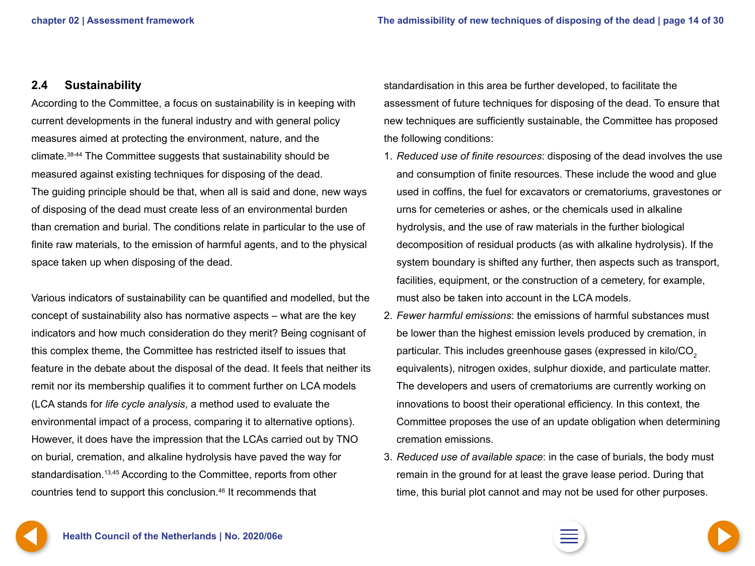## 2.4 Sustainability

According to the Committee, a focus on sustainability is in keeping with current developments in the funeral industry and with general policy measures aimed at protecting the environment, nature, and the climate.[38-44] The Committee suggests that sustainability should be measured against existing techniques for disposing of the dead. The guiding principle should be that, when all is said and done, new ways of disposing of the dead must create less of an environmental burden than cremation and burial. The conditions relate in particular to the use of finite raw materials, to the emission of harmful agents, and to the physical space taken up when disposing of the dead.

Various indicators of sustainability can be quantified and modelled, but the concept of sustainability also has normative aspects – what are the key indicators and how much consideration do they merit? Being cognisant of this complex theme, the Committee has restricted itself to issues that feature in the debate about the disposal of the dead. It feels that neither its remit nor its membership qualifies it to comment further on LCA models (LCA stands for *life cycle analysis*, a method used to evaluate the environmental impact of a process, comparing it to alternative options). However, it does have the impression that the LCAs carried out by TNO on burial, cremation, and alkaline hydrolysis have paved the way for standardisation.[13,45] According to the Committee, reports from other countries tend to support this conclusion.[46] It recommends that standardisation in this area be further developed, to facilitate the assessment of future techniques for disposing of the dead. To ensure that new techniques are sufficiently sustainable, the Committee has proposed the following conditions:

1. *Reduced use of finite resources*: disposing of the dead involves the use and consumption of finite resources. These include the wood and glue used in coffins, the fuel for excavators or crematoriums, gravestones or urns for cemeteries or ashes, or the chemicals used in alkaline hydrolysis, and the use of raw materials in the further biological decomposition of residual products (as with alkaline hydrolysis). If the system boundary is shifted any further, then aspects such as transport, facilities, equipment, or the construction of a cemetery, for example, must also be taken into account in the LCA models.
2. *Fewer harmful emissions*: the emissions of harmful substances must be lower than the highest emission levels produced by cremation, in particular. This includes greenhouse gases (expressed in kilo/$CO_2$ equivalents), nitrogen oxides, sulphur dioxide, and particulate matter. The developers and users of crematoriums are currently working on innovations to boost their operational efficiency. In this context, the Committee proposes the use of an update obligation when determining cremation emissions.
3. *Reduced use of available space*: in the case of burials, the body must remain in the ground for at least the grave lease period. During that time, this burial plot cannot and may not be used for other purposes.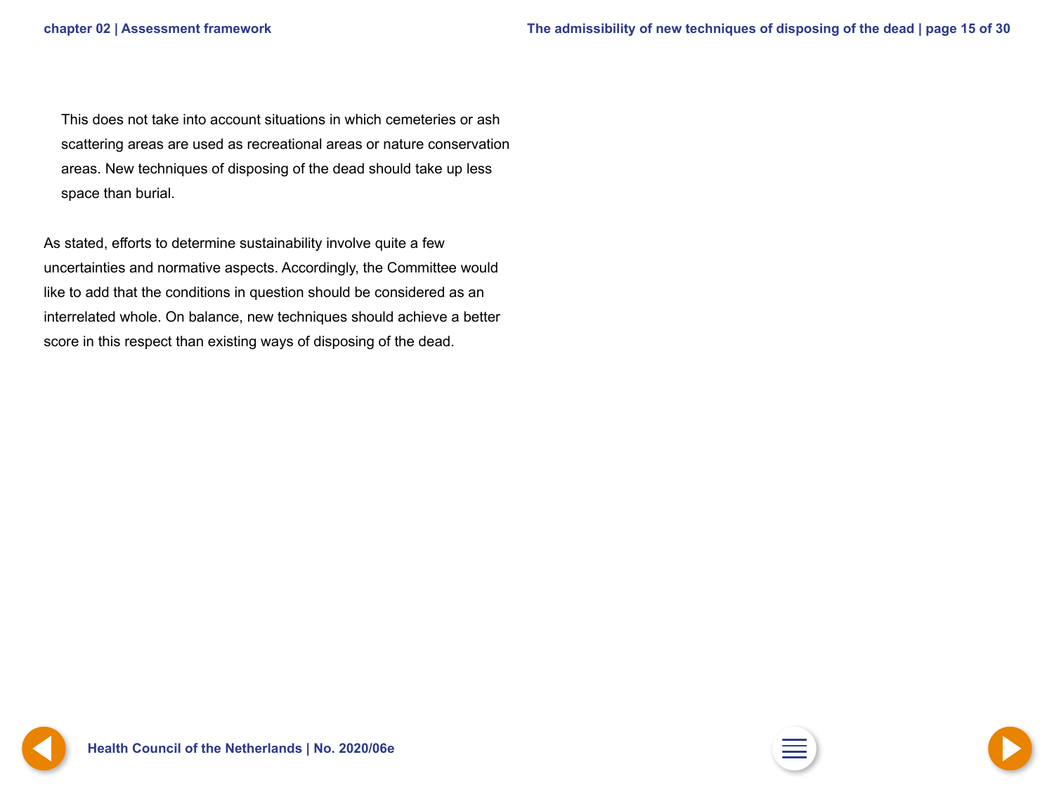This does not take into account situations in which cemeteries or ash scattering areas are used as recreational areas or nature conservation areas. New techniques of disposing of the dead should take up less space than burial.

As stated, efforts to determine sustainability involve quite a few uncertainties and normative aspects. Accordingly, the Committee would like to add that the conditions in question should be considered as an interrelated whole. On balance, new techniques should achieve a better score in this respect than existing ways of disposing of the dead.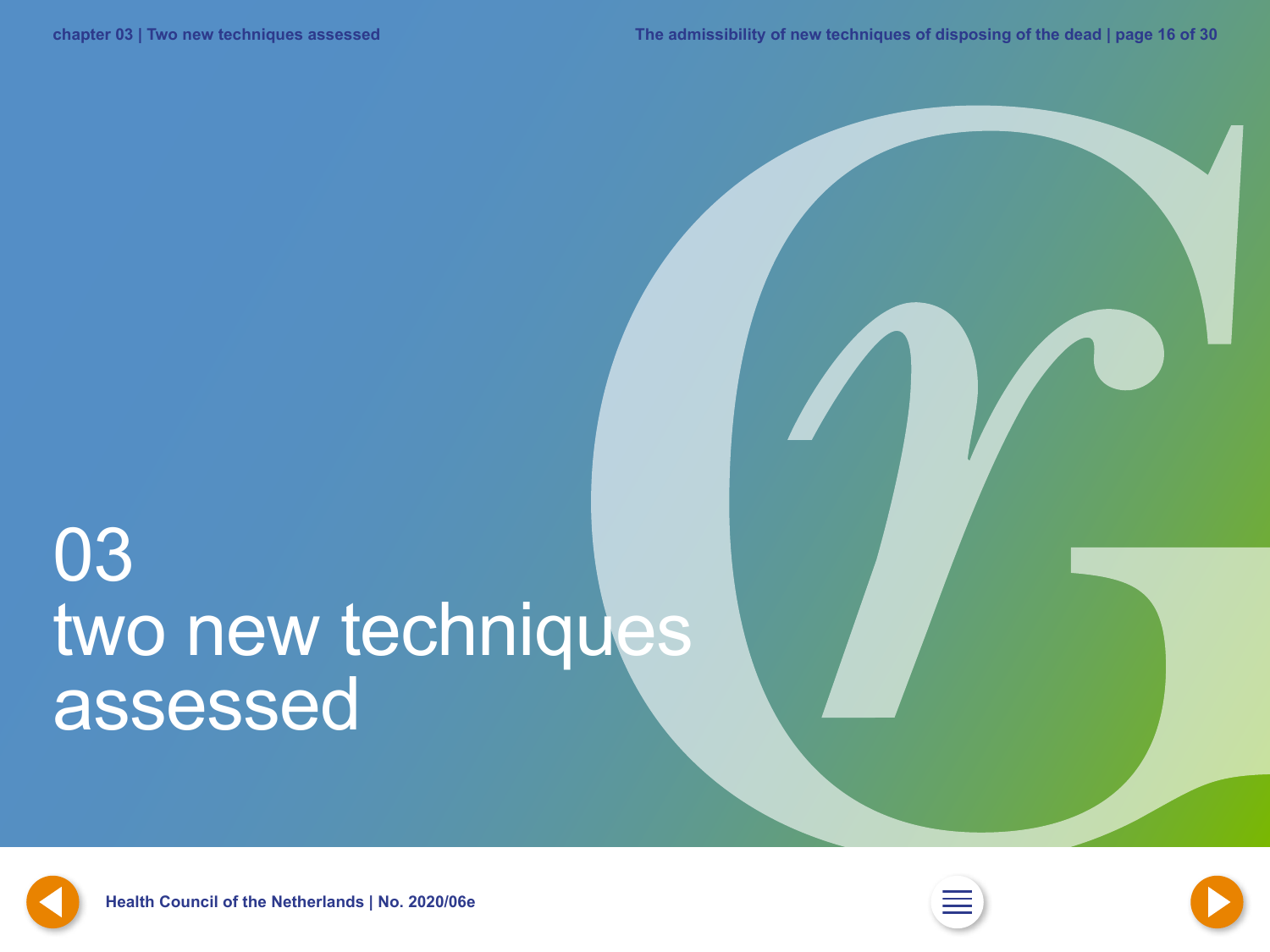# 03 two new techniques assessed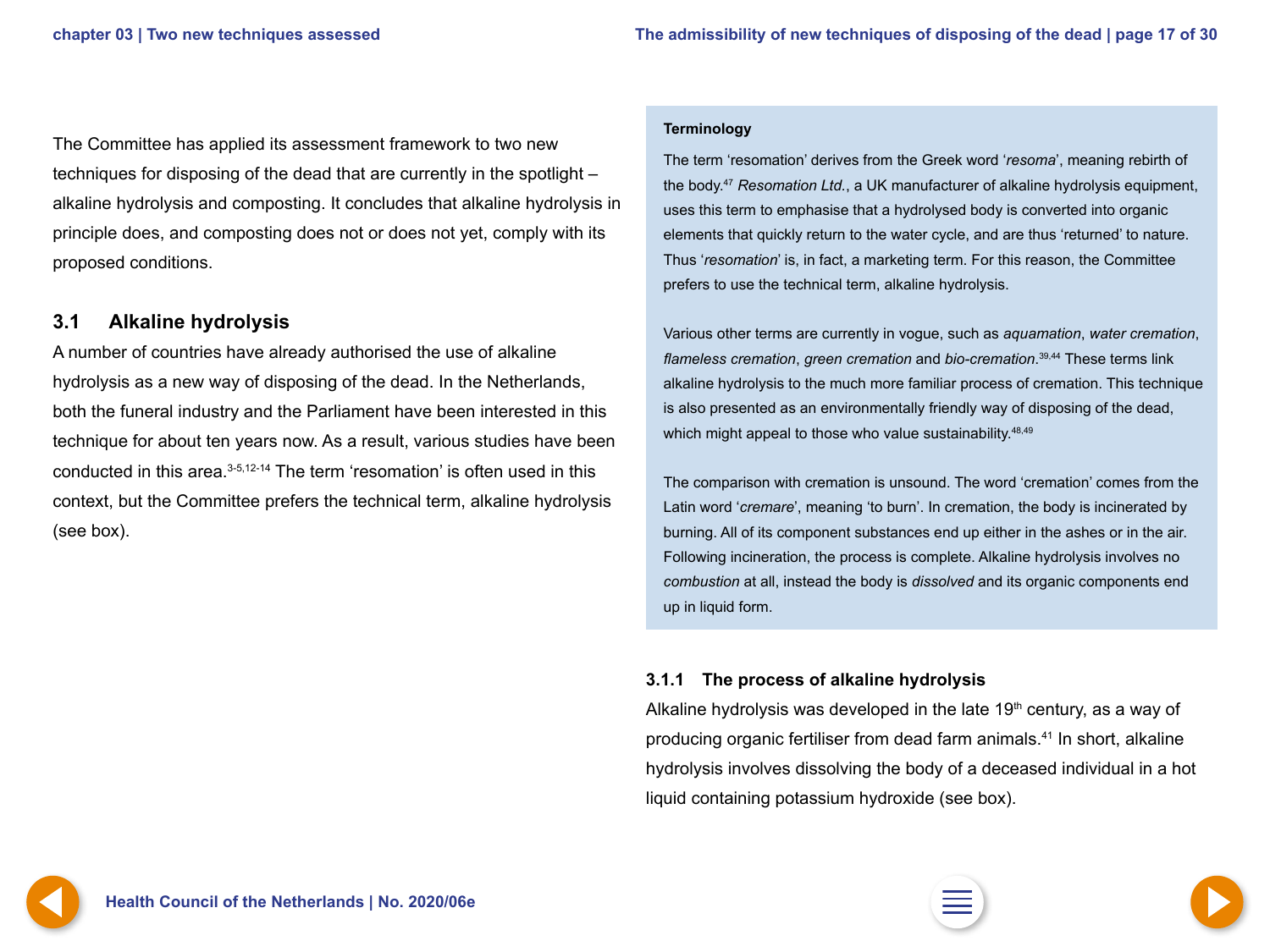The Committee has applied its assessment framework to two new techniques for disposing of the dead that are currently in the spotlight – alkaline hydrolysis and composting. It concludes that alkaline hydrolysis in principle does, and composting does not or does not yet, comply with its proposed conditions.

## 3.1 Alkaline hydrolysis

A number of countries have already authorised the use of alkaline hydrolysis as a new way of disposing of the dead. In the Netherlands, both the funeral industry and the Parliament have been interested in this technique for about ten years now. As a result, various studies have been conducted in this area.[3-5,12-14] The term 'resomation' is often used in this context, but the Committee prefers the technical term, alkaline hydrolysis (see box).

**Terminology**

The term 'resomation' derives from the Greek word '*resoma*', meaning rebirth of the body.[47] *Resomation Ltd.*, a UK manufacturer of alkaline hydrolysis equipment, uses this term to emphasise that a hydrolysed body is converted into organic elements that quickly return to the water cycle, and are thus 'returned' to nature. Thus '*resomation*' is, in fact, a marketing term. For this reason, the Committee prefers to use the technical term, alkaline hydrolysis.

Various other terms are currently in vogue, such as *aquamation*, *water cremation*, *flameless cremation*, *green cremation* and *bio-cremation*.[39,44] These terms link alkaline hydrolysis to the much more familiar process of cremation. This technique is also presented as an environmentally friendly way of disposing of the dead, which might appeal to those who value sustainability.[48,49]

The comparison with cremation is unsound. The word 'cremation' comes from the Latin word '*cremare*', meaning 'to burn'. In cremation, the body is incinerated by burning. All of its component substances end up either in the ashes or in the air. Following incineration, the process is complete. Alkaline hydrolysis involves no *combustion* at all, instead the body is *dissolved* and its organic components end up in liquid form.

### 3.1.1 The process of alkaline hydrolysis

Alkaline hydrolysis was developed in the late 19th century, as a way of producing organic fertiliser from dead farm animals.[41] In short, alkaline hydrolysis involves dissolving the body of a deceased individual in a hot liquid containing potassium hydroxide (see box).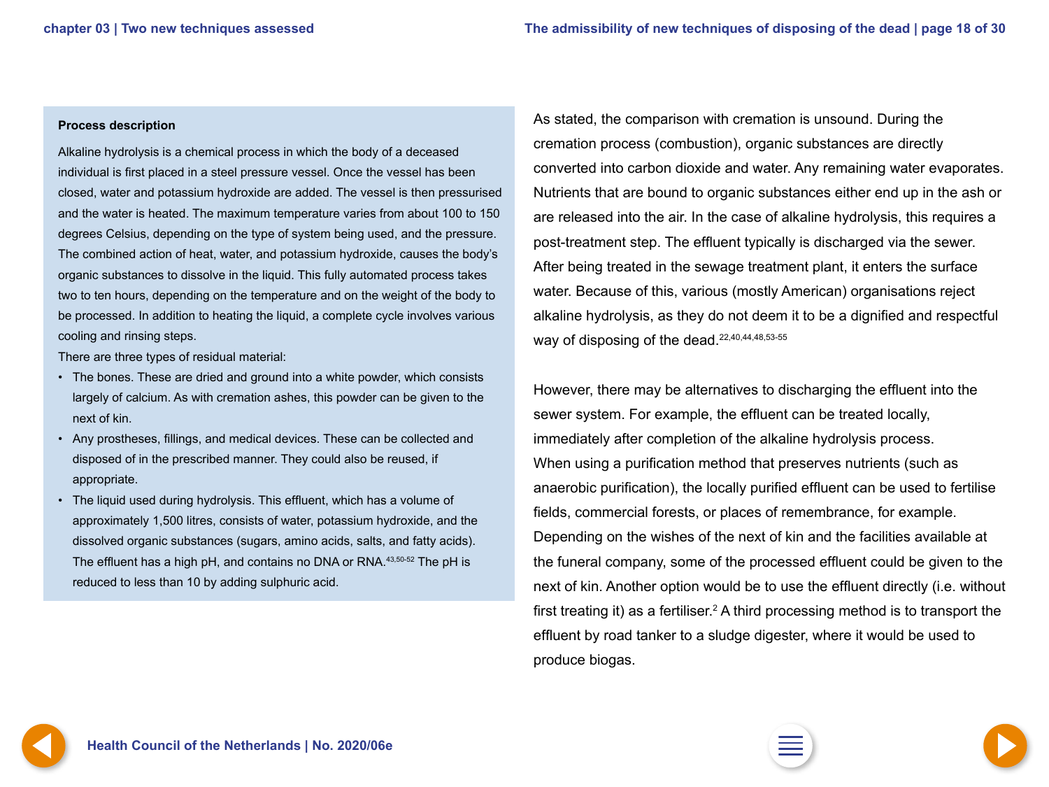**Process description**

Alkaline hydrolysis is a chemical process in which the body of a deceased individual is first placed in a steel pressure vessel. Once the vessel has been closed, water and potassium hydroxide are added. The vessel is then pressurised and the water is heated. The maximum temperature varies from about 100 to 150 degrees Celsius, depending on the type of system being used, and the pressure. The combined action of heat, water, and potassium hydroxide, causes the body's organic substances to dissolve in the liquid. This fully automated process takes two to ten hours, depending on the temperature and on the weight of the body to be processed. In addition to heating the liquid, a complete cycle involves various cooling and rinsing steps.

There are three types of residual material:

- The bones. These are dried and ground into a white powder, which consists largely of calcium. As with cremation ashes, this powder can be given to the next of kin.
- Any prostheses, fillings, and medical devices. These can be collected and disposed of in the prescribed manner. They could also be reused, if appropriate.
- The liquid used during hydrolysis. This effluent, which has a volume of approximately 1,500 litres, consists of water, potassium hydroxide, and the dissolved organic substances (sugars, amino acids, salts, and fatty acids). The effluent has a high pH, and contains no DNA or RNA.[43,50-52] The pH is reduced to less than 10 by adding sulphuric acid.

As stated, the comparison with cremation is unsound. During the cremation process (combustion), organic substances are directly converted into carbon dioxide and water. Any remaining water evaporates. Nutrients that are bound to organic substances either end up in the ash or are released into the air. In the case of alkaline hydrolysis, this requires a post-treatment step. The effluent typically is discharged via the sewer. After being treated in the sewage treatment plant, it enters the surface water. Because of this, various (mostly American) organisations reject alkaline hydrolysis, as they do not deem it to be a dignified and respectful way of disposing of the dead.[22,40,44,48,53-55]

However, there may be alternatives to discharging the effluent into the sewer system. For example, the effluent can be treated locally, immediately after completion of the alkaline hydrolysis process. When using a purification method that preserves nutrients (such as anaerobic purification), the locally purified effluent can be used to fertilise fields, commercial forests, or places of remembrance, for example. Depending on the wishes of the next of kin and the facilities available at the funeral company, some of the processed effluent could be given to the next of kin. Another option would be to use the effluent directly (i.e. without first treating it) as a fertiliser.[2] A third processing method is to transport the effluent by road tanker to a sludge digester, where it would be used to produce biogas.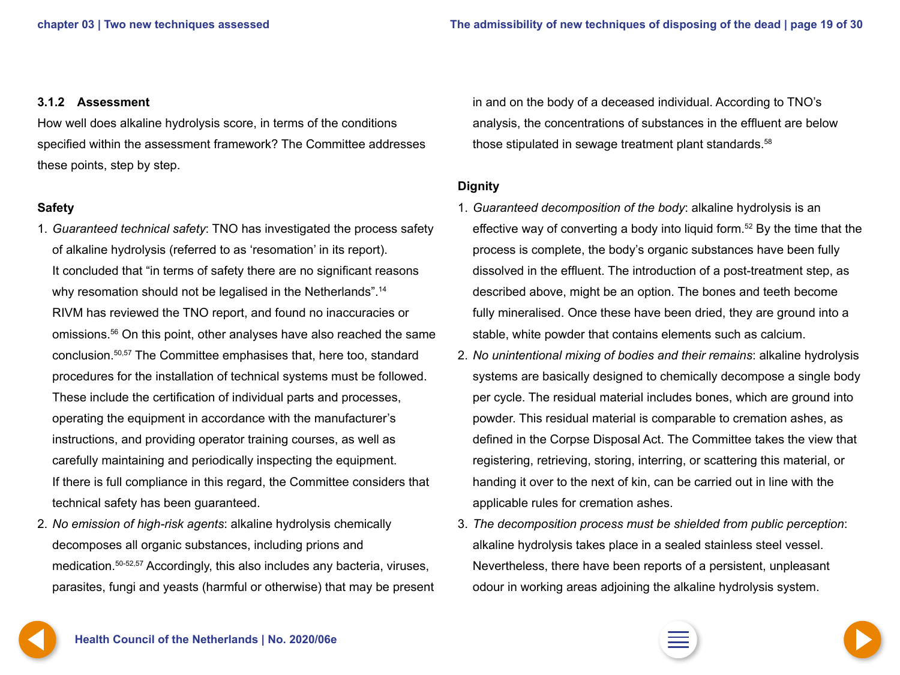### 3.1.2 Assessment

How well does alkaline hydrolysis score, in terms of the conditions specified within the assessment framework? The Committee addresses these points, step by step.

**Safety**

1. *Guaranteed technical safety*: TNO has investigated the process safety of alkaline hydrolysis (referred to as 'resomation' in its report). It concluded that "in terms of safety there are no significant reasons why resomation should not be legalised in the Netherlands".[14] RIVM has reviewed the TNO report, and found no inaccuracies or omissions.[56] On this point, other analyses have also reached the same conclusion.[50,57] The Committee emphasises that, here too, standard procedures for the installation of technical systems must be followed. These include the certification of individual parts and processes, operating the equipment in accordance with the manufacturer's instructions, and providing operator training courses, as well as carefully maintaining and periodically inspecting the equipment. If there is full compliance in this regard, the Committee considers that technical safety has been guaranteed.
2. *No emission of high-risk agents*: alkaline hydrolysis chemically decomposes all organic substances, including prions and medication.[50-52,57] Accordingly, this also includes any bacteria, viruses, parasites, fungi and yeasts (harmful or otherwise) that may be present in and on the body of a deceased individual. According to TNO's analysis, the concentrations of substances in the effluent are below those stipulated in sewage treatment plant standards.[58]

**Dignity**

1. *Guaranteed decomposition of the body*: alkaline hydrolysis is an effective way of converting a body into liquid form.[52] By the time that the process is complete, the body's organic substances have been fully dissolved in the effluent. The introduction of a post-treatment step, as described above, might be an option. The bones and teeth become fully mineralised. Once these have been dried, they are ground into a stable, white powder that contains elements such as calcium.
2. *No unintentional mixing of bodies and their remains*: alkaline hydrolysis systems are basically designed to chemically decompose a single body per cycle. The residual material includes bones, which are ground into powder. This residual material is comparable to cremation ashes, as defined in the Corpse Disposal Act. The Committee takes the view that registering, retrieving, storing, interring, or scattering this material, or handing it over to the next of kin, can be carried out in line with the applicable rules for cremation ashes.
3. *The decomposition process must be shielded from public perception*: alkaline hydrolysis takes place in a sealed stainless steel vessel. Nevertheless, there have been reports of a persistent, unpleasant odour in working areas adjoining the alkaline hydrolysis system.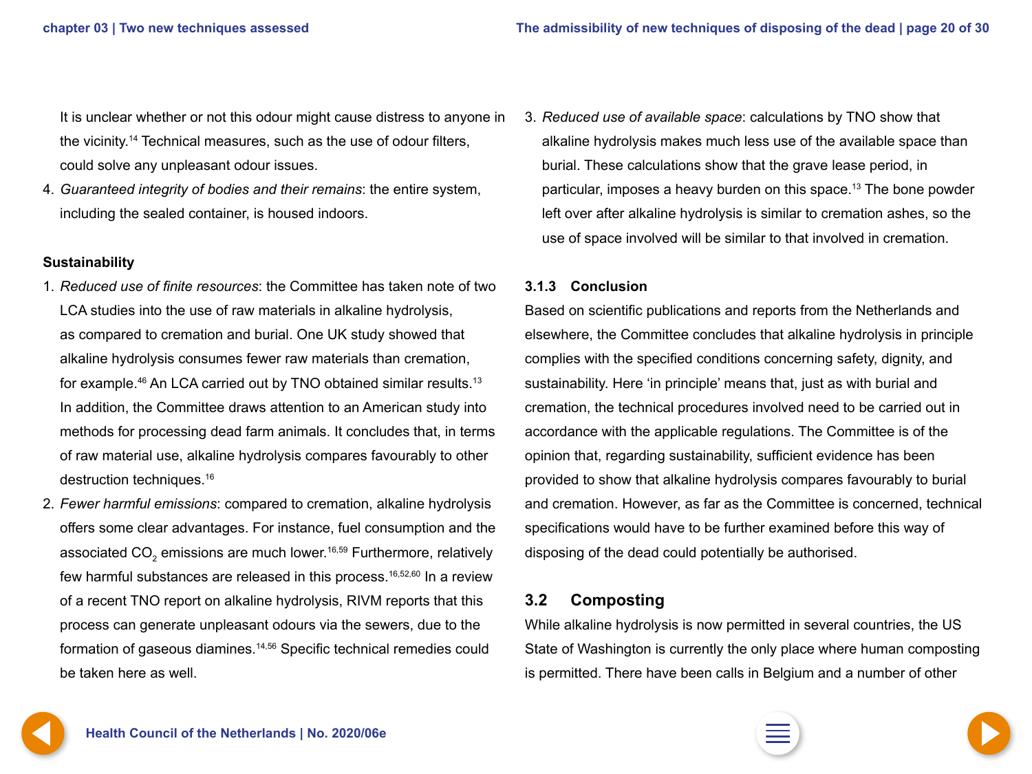It is unclear whether or not this odour might cause distress to anyone in the vicinity.[14] Technical measures, such as the use of odour filters, could solve any unpleasant odour issues.

4. *Guaranteed integrity of bodies and their remains*: the entire system, including the sealed container, is housed indoors.

**Sustainability**

1. *Reduced use of finite resources*: the Committee has taken note of two LCA studies into the use of raw materials in alkaline hydrolysis, as compared to cremation and burial. One UK study showed that alkaline hydrolysis consumes fewer raw materials than cremation, for example.[46] An LCA carried out by TNO obtained similar results.[13] In addition, the Committee draws attention to an American study into methods for processing dead farm animals. It concludes that, in terms of raw material use, alkaline hydrolysis compares favourably to other destruction techniques.[16]
2. *Fewer harmful emissions*: compared to cremation, alkaline hydrolysis offers some clear advantages. For instance, fuel consumption and the associated $CO_2$ emissions are much lower.[16,59] Furthermore, relatively few harmful substances are released in this process.[16,52,60] In a review of a recent TNO report on alkaline hydrolysis, RIVM reports that this process can generate unpleasant odours via the sewers, due to the formation of gaseous diamines.[14,56] Specific technical remedies could be taken here as well.
3. *Reduced use of available space*: calculations by TNO show that alkaline hydrolysis makes much less use of the available space than burial. These calculations show that the grave lease period, in particular, imposes a heavy burden on this space.[13] The bone powder left over after alkaline hydrolysis is similar to cremation ashes, so the use of space involved will be similar to that involved in cremation.

### 3.1.3 Conclusion

Based on scientific publications and reports from the Netherlands and elsewhere, the Committee concludes that alkaline hydrolysis in principle complies with the specified conditions concerning safety, dignity, and sustainability. Here 'in principle' means that, just as with burial and cremation, the technical procedures involved need to be carried out in accordance with the applicable regulations. The Committee is of the opinion that, regarding sustainability, sufficient evidence has been provided to show that alkaline hydrolysis compares favourably to burial and cremation. However, as far as the Committee is concerned, technical specifications would have to be further examined before this way of disposing of the dead could potentially be authorised.

## 3.2 Composting

While alkaline hydrolysis is now permitted in several countries, the US State of Washington is currently the only place where human composting is permitted. There have been calls in Belgium and a number of other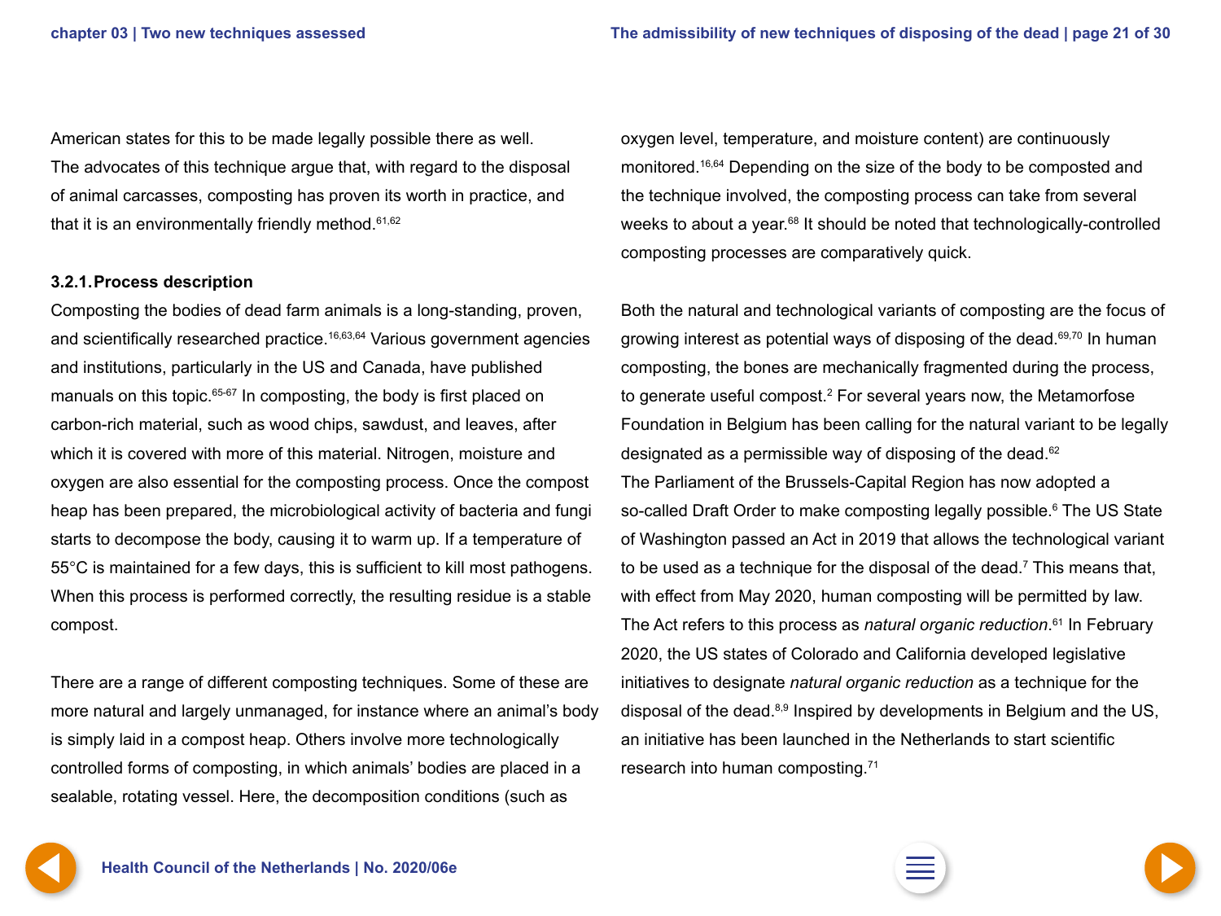American states for this to be made legally possible there as well. The advocates of this technique argue that, with regard to the disposal of animal carcasses, composting has proven its worth in practice, and that it is an environmentally friendly method.[61,62]

### 3.2.1. Process description

Composting the bodies of dead farm animals is a long-standing, proven, and scientifically researched practice.[16,63,64] Various government agencies and institutions, particularly in the US and Canada, have published manuals on this topic.[65-67] In composting, the body is first placed on carbon-rich material, such as wood chips, sawdust, and leaves, after which it is covered with more of this material. Nitrogen, moisture and oxygen are also essential for the composting process. Once the compost heap has been prepared, the microbiological activity of bacteria and fungi starts to decompose the body, causing it to warm up. If a temperature of 55°C is maintained for a few days, this is sufficient to kill most pathogens. When this process is performed correctly, the resulting residue is a stable compost.

There are a range of different composting techniques. Some of these are more natural and largely unmanaged, for instance where an animal's body is simply laid in a compost heap. Others involve more technologically controlled forms of composting, in which animals' bodies are placed in a sealable, rotating vessel. Here, the decomposition conditions (such as oxygen level, temperature, and moisture content) are continuously monitored.[16,64] Depending on the size of the body to be composted and the technique involved, the composting process can take from several weeks to about a year.[68] It should be noted that technologically-controlled composting processes are comparatively quick.

Both the natural and technological variants of composting are the focus of growing interest as potential ways of disposing of the dead.[69,70] In human composting, the bones are mechanically fragmented during the process, to generate useful compost.[2] For several years now, the Metamorfose Foundation in Belgium has been calling for the natural variant to be legally designated as a permissible way of disposing of the dead.[62]
The Parliament of the Brussels-Capital Region has now adopted a so-called Draft Order to make composting legally possible.[6] The US State of Washington passed an Act in 2019 that allows the technological variant to be used as a technique for the disposal of the dead.[7] This means that, with effect from May 2020, human composting will be permitted by law. The Act refers to this process as *natural organic reduction*.[61] In February 2020, the US states of Colorado and California developed legislative initiatives to designate *natural organic reduction* as a technique for the disposal of the dead.[8,9] Inspired by developments in Belgium and the US, an initiative has been launched in the Netherlands to start scientific research into human composting.[71]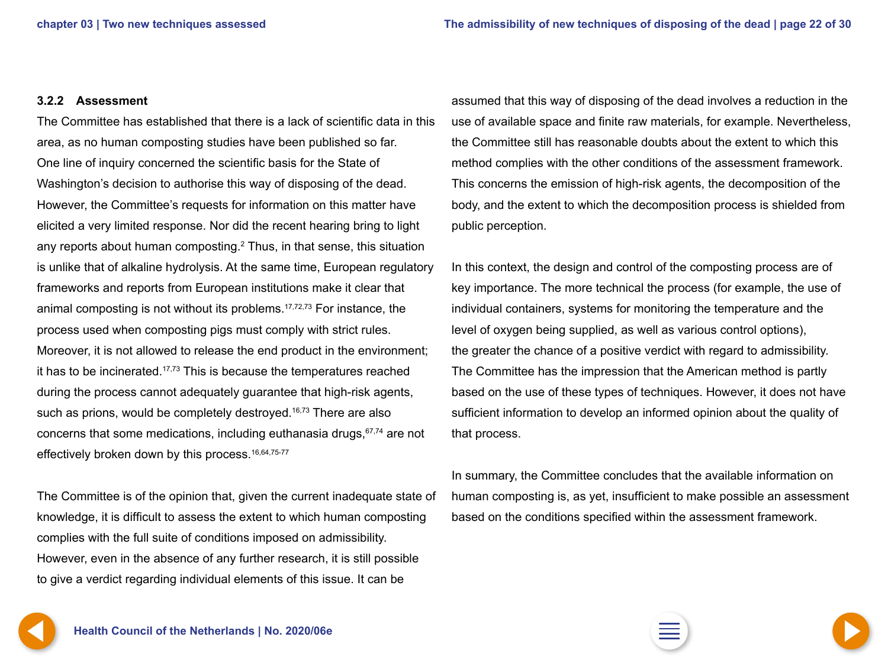### 3.2.2 Assessment

The Committee has established that there is a lack of scientific data in this area, as no human composting studies have been published so far. One line of inquiry concerned the scientific basis for the State of Washington's decision to authorise this way of disposing of the dead. However, the Committee's requests for information on this matter have elicited a very limited response. Nor did the recent hearing bring to light any reports about human composting.[2] Thus, in that sense, this situation is unlike that of alkaline hydrolysis. At the same time, European regulatory frameworks and reports from European institutions make it clear that animal composting is not without its problems.[17,72,73] For instance, the process used when composting pigs must comply with strict rules. Moreover, it is not allowed to release the end product in the environment; it has to be incinerated.[17,73] This is because the temperatures reached during the process cannot adequately guarantee that high-risk agents, such as prions, would be completely destroyed.[16,73] There are also concerns that some medications, including euthanasia drugs,[67,74] are not effectively broken down by this process.[16,64,75-77]

The Committee is of the opinion that, given the current inadequate state of knowledge, it is difficult to assess the extent to which human composting complies with the full suite of conditions imposed on admissibility. However, even in the absence of any further research, it is still possible to give a verdict regarding individual elements of this issue. It can be assumed that this way of disposing of the dead involves a reduction in the use of available space and finite raw materials, for example. Nevertheless, the Committee still has reasonable doubts about the extent to which this method complies with the other conditions of the assessment framework. This concerns the emission of high-risk agents, the decomposition of the body, and the extent to which the decomposition process is shielded from public perception.

In this context, the design and control of the composting process are of key importance. The more technical the process (for example, the use of individual containers, systems for monitoring the temperature and the level of oxygen being supplied, as well as various control options), the greater the chance of a positive verdict with regard to admissibility. The Committee has the impression that the American method is partly based on the use of these types of techniques. However, it does not have sufficient information to develop an informed opinion about the quality of that process.

In summary, the Committee concludes that the available information on human composting is, as yet, insufficient to make possible an assessment based on the conditions specified within the assessment framework.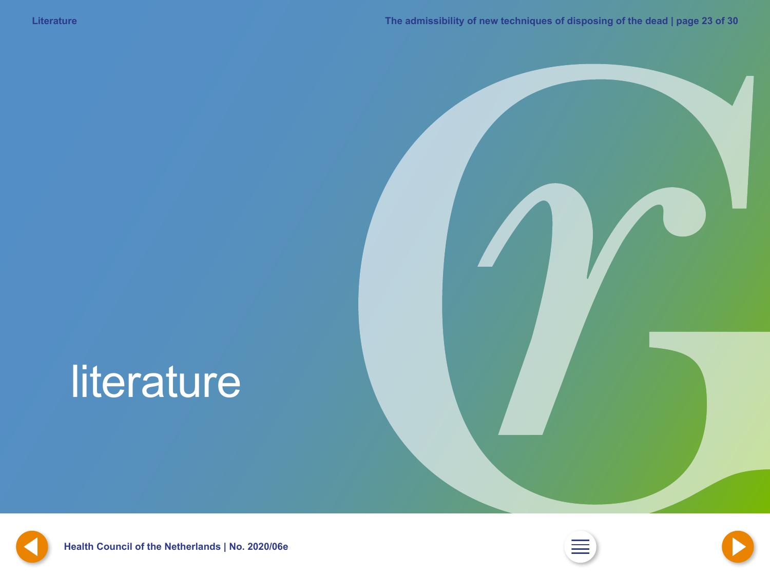# literature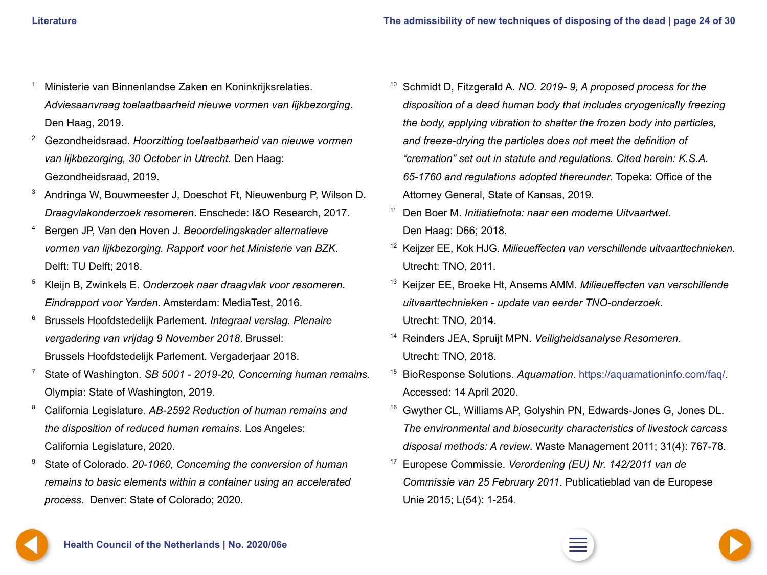1. Ministerie van Binnenlandse Zaken en Koninkrijksrelaties. *Adviesaanvraag toelaatbaarheid nieuwe vormen van lijkbezorging*. Den Haag, 2019.
2. Gezondheidsraad. *Hoorzitting toelaatbaarheid van nieuwe vormen van lijkbezorging, 30 October in Utrecht*. Den Haag: Gezondheidsraad, 2019.
3. Andringa W, Bouwmeester J, Doeschot Ft, Nieuwenburg P, Wilson D. *Draagvlakonderzoek resomeren*. Enschede: I&O Research, 2017.
4. Bergen JP, Van den Hoven J. *Beoordelingskader alternatieve vormen van lijkbezorging. Rapport voor het Ministerie van BZK*. Delft: TU Delft; 2018.
5. Kleijn B, Zwinkels E. *Onderzoek naar draagvlak voor resomeren. Eindrapport voor Yarden*. Amsterdam: MediaTest, 2016.
6. Brussels Hoofdstedelijk Parlement. *Integraal verslag. Plenaire vergadering van vrijdag 9 November 2018*. Brussel: Brussels Hoofdstedelijk Parlement. Vergaderjaar 2018.
7. State of Washington. *SB 5001 - 2019-20, Concerning human remains.* Olympia: State of Washington, 2019.
8. California Legislature. *AB-2592 Reduction of human remains and the disposition of reduced human remains*. Los Angeles: California Legislature, 2020.
9. State of Colorado. *20-1060, Concerning the conversion of human remains to basic elements within a container using an accelerated process*. Denver: State of Colorado; 2020.
10. Schmidt D, Fitzgerald A. *NO. 2019- 9, A proposed process for the disposition of a dead human body that includes cryogenically freezing the body, applying vibration to shatter the frozen body into particles, and freeze-drying the particles does not meet the definition of "cremation" set out in statute and regulations. Cited herein: K.S.A. 65-1760 and regulations adopted thereunder.* Topeka: Office of the Attorney General, State of Kansas, 2019.
11. Den Boer M. *Initiatiefnota: naar een moderne Uitvaartwet*. Den Haag: D66; 2018.
12. Keijzer EE, Kok HJG. *Milieueffecten van verschillende uitvaarttechnieken*. Utrecht: TNO, 2011.
13. Keijzer EE, Broeke Ht, Ansems AMM. *Milieueffecten van verschillende uitvaarttechnieken - update van eerder TNO-onderzoek*. Utrecht: TNO, 2014.
14. Reinders JEA, Spruijt MPN. *Veiligheidsanalyse Resomeren*. Utrecht: TNO, 2018.
15. BioResponse Solutions. *Aquamation*. https://aquamationinfo.com/faq/. Accessed: 14 April 2020.
16. Gwyther CL, Williams AP, Golyshin PN, Edwards-Jones G, Jones DL. *The environmental and biosecurity characteristics of livestock carcass disposal methods: A review*. Waste Management 2011; 31(4): 767-78.
17. Europese Commissie. *Verordening (EU) Nr. 142/2011 van de Commissie van 25 February 2011*. Publicatieblad van de Europese Unie 2015; L(54): 1-254.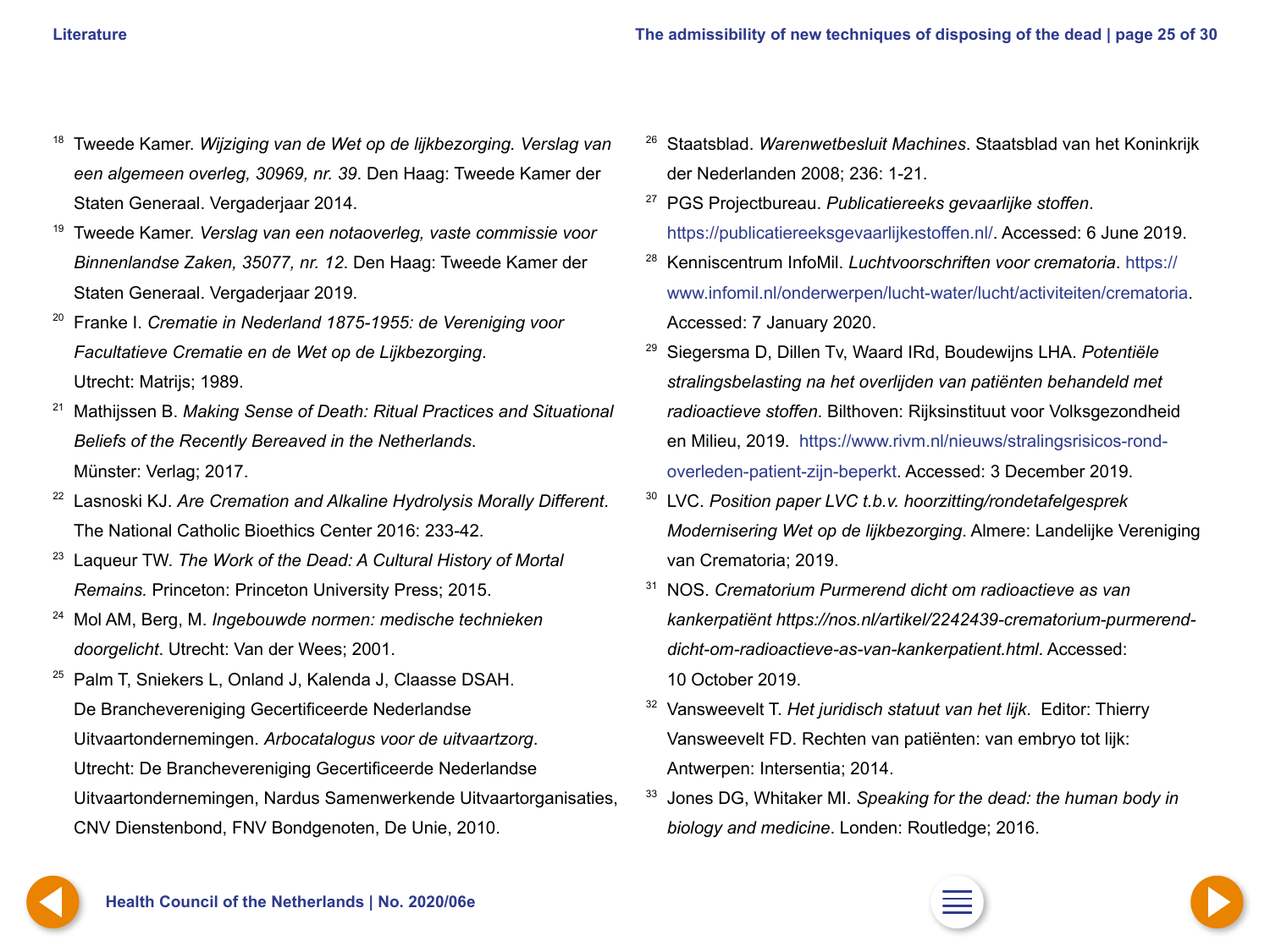[18] Tweede Kamer. *Wijziging van de Wet op de lijkbezorging. Verslag van een algemeen overleg, 30969, nr. 39*. Den Haag: Tweede Kamer der Staten Generaal. Vergaderjaar 2014.

[19] Tweede Kamer. *Verslag van een notaoverleg, vaste commissie voor Binnenlandse Zaken, 35077, nr. 12*. Den Haag: Tweede Kamer der Staten Generaal. Vergaderjaar 2019.

[20] Franke I. *Crematie in Nederland 1875-1955: de Vereniging voor Facultatieve Crematie en de Wet op de Lijkbezorging*. Utrecht: Matrijs; 1989.

[21] Mathijssen B. *Making Sense of Death: Ritual Practices and Situational Beliefs of the Recently Bereaved in the Netherlands*. Münster: Verlag; 2017.

[22] Lasnoski KJ. *Are Cremation and Alkaline Hydrolysis Morally Different*. The National Catholic Bioethics Center 2016: 233-42.

[23] Laqueur TW. *The Work of the Dead: A Cultural History of Mortal Remains.* Princeton: Princeton University Press; 2015.

[24] Mol AM, Berg, M. *Ingebouwde normen: medische technieken doorgelicht*. Utrecht: Van der Wees; 2001.

[25] Palm T, Sniekers L, Onland J, Kalenda J, Claasse DSAH. De Branchevereniging Gecertificeerde Nederlandse Uitvaartondernemingen. *Arbocatalogus voor de uitvaartzorg*. Utrecht: De Branchevereniging Gecertificeerde Nederlandse Uitvaartondernemingen, Nardus Samenwerkende Uitvaartorganisaties, CNV Dienstenbond, FNV Bondgenoten, De Unie, 2010.

[26] Staatsblad. *Warenwetbesluit Machines*. Staatsblad van het Koninkrijk der Nederlanden 2008; 236: 1-21.

[27] PGS Projectbureau. *Publicatiereeks gevaarlijke stoffen*. https://publicatiereeksgevaarlijkestoffen.nl/. Accessed: 6 June 2019.

[28] Kenniscentrum InfoMil. *Luchtvoorschriften voor crematoria*. https://www.infomil.nl/onderwerpen/lucht-water/lucht/activiteiten/crematoria. Accessed: 7 January 2020.

[29] Siegersma D, Dillen Tv, Waard IRd, Boudewijns LHA. *Potentiële stralingsbelasting na het overlijden van patiënten behandeld met radioactieve stoffen*. Bilthoven: Rijksinstituut voor Volksgezondheid en Milieu, 2019. https://www.rivm.nl/nieuws/stralingsrisicos-rond-overleden-patient-zijn-beperkt. Accessed: 3 December 2019.

[30] LVC. *Position paper LVC t.b.v. hoorzitting/rondetafelgesprek Modernisering Wet op de lijkbezorging*. Almere: Landelijke Vereniging van Crematoria; 2019.

[31] NOS. *Crematorium Purmerend dicht om radioactieve as van kankerpatiënt https://nos.nl/artikel/2242439-crematorium-purmerend-dicht-om-radioactieve-as-van-kankerpatient.html*. Accessed: 10 October 2019.

[32] Vansweevelt T. *Het juridisch statuut van het lijk*. Editor: Thierry Vansweevelt FD. Rechten van patiënten: van embryo tot lijk: Antwerpen: Intersentia; 2014.

[33] Jones DG, Whitaker MI. *Speaking for the dead: the human body in biology and medicine*. Londen: Routledge; 2016.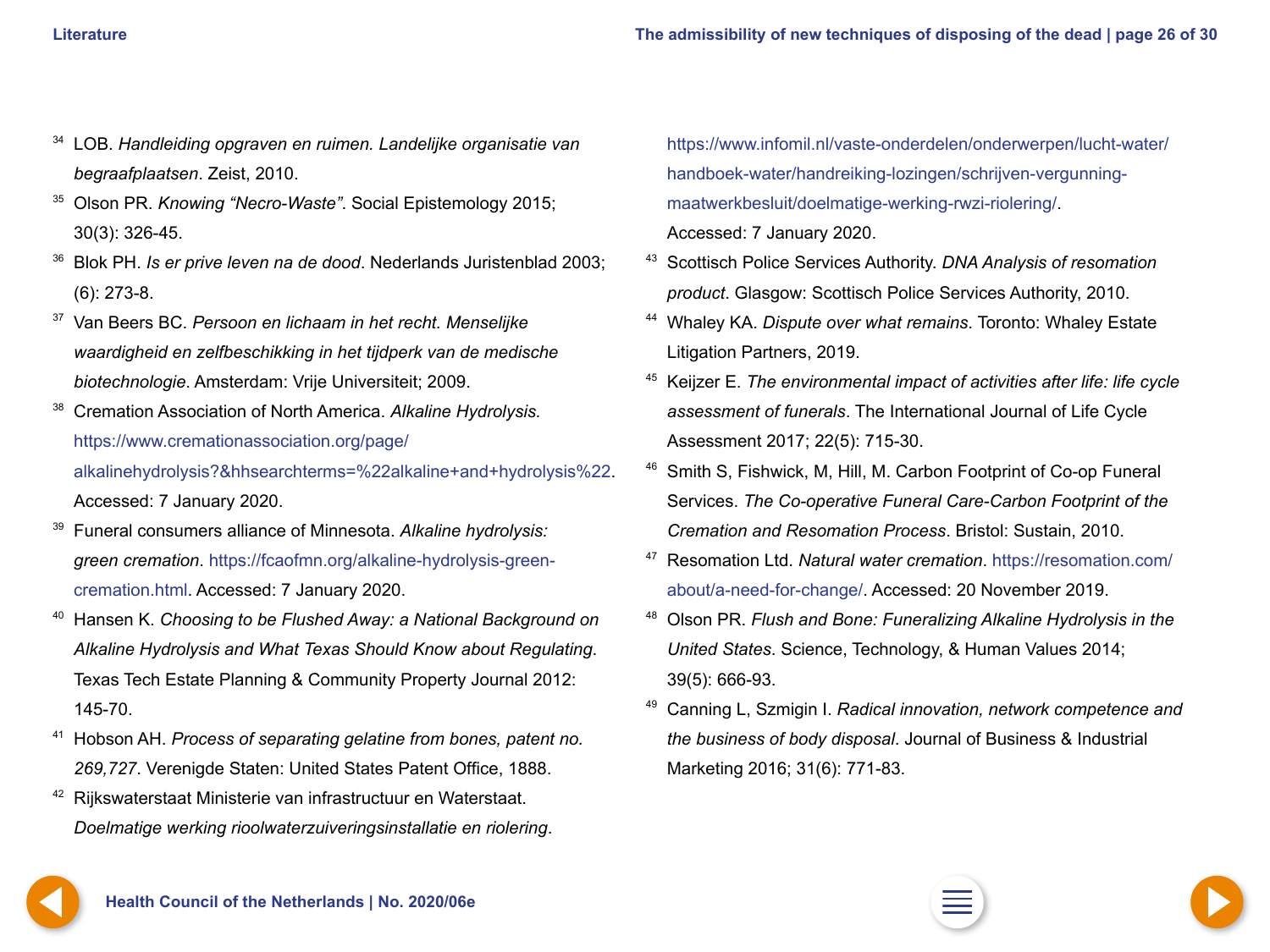[34] LOB. *Handleiding opgraven en ruimen. Landelijke organisatie van begraafplaatsen*. Zeist, 2010.

[35] Olson PR. *Knowing "Necro-Waste"*. Social Epistemology 2015; 30(3): 326-45.

[36] Blok PH. *Is er prive leven na de dood*. Nederlands Juristenblad 2003; (6): 273-8.

[37] Van Beers BC. *Persoon en lichaam in het recht. Menselijke waardigheid en zelfbeschikking in het tijdperk van de medische biotechnologie*. Amsterdam: Vrije Universiteit; 2009.

[38] Cremation Association of North America. *Alkaline Hydrolysis*. https://www.cremationassociation.org/page/alkalinehydrolysis?&hhsearchterms=%22alkaline+and+hydrolysis%22. Accessed: 7 January 2020.

[39] Funeral consumers alliance of Minnesota. *Alkaline hydrolysis: green cremation*. https://fcaofmn.org/alkaline-hydrolysis-green-cremation.html. Accessed: 7 January 2020.

[40] Hansen K. *Choosing to be Flushed Away: a National Background on Alkaline Hydrolysis and What Texas Should Know about Regulating*. Texas Tech Estate Planning & Community Property Journal 2012: 145-70.

[41] Hobson AH. *Process of separating gelatine from bones, patent no. 269,727*. Verenigde Staten: United States Patent Office, 1888.

[42] Rijkswaterstaat Ministerie van infrastructuur en Waterstaat. *Doelmatige werking rioolwaterzuiveringsinstallatie en riolering*. https://www.infomil.nl/vaste-onderdelen/onderwerpen/lucht-water/handboek-water/handreiking-lozingen/schrijven-vergunning-maatwerkbesluit/doelmatige-werking-rwzi-riolering/. Accessed: 7 January 2020.

[43] Scottisch Police Services Authority. *DNA Analysis of resomation product*. Glasgow: Scottisch Police Services Authority, 2010.

[44] Whaley KA. *Dispute over what remains*. Toronto: Whaley Estate Litigation Partners, 2019.

[45] Keijzer E. *The environmental impact of activities after life: life cycle assessment of funerals*. The International Journal of Life Cycle Assessment 2017; 22(5): 715-30.

[46] Smith S, Fishwick, M, Hill, M. Carbon Footprint of Co-op Funeral Services. *The Co-operative Funeral Care-Carbon Footprint of the Cremation and Resomation Process*. Bristol: Sustain, 2010.

[47] Resomation Ltd. *Natural water cremation*. https://resomation.com/about/a-need-for-change/. Accessed: 20 November 2019.

[48] Olson PR. *Flush and Bone: Funeralizing Alkaline Hydrolysis in the United States*. Science, Technology, & Human Values 2014; 39(5): 666-93.

[49] Canning L, Szmigin I. *Radical innovation, network competence and the business of body disposal*. Journal of Business & Industrial Marketing 2016; 31(6): 771-83.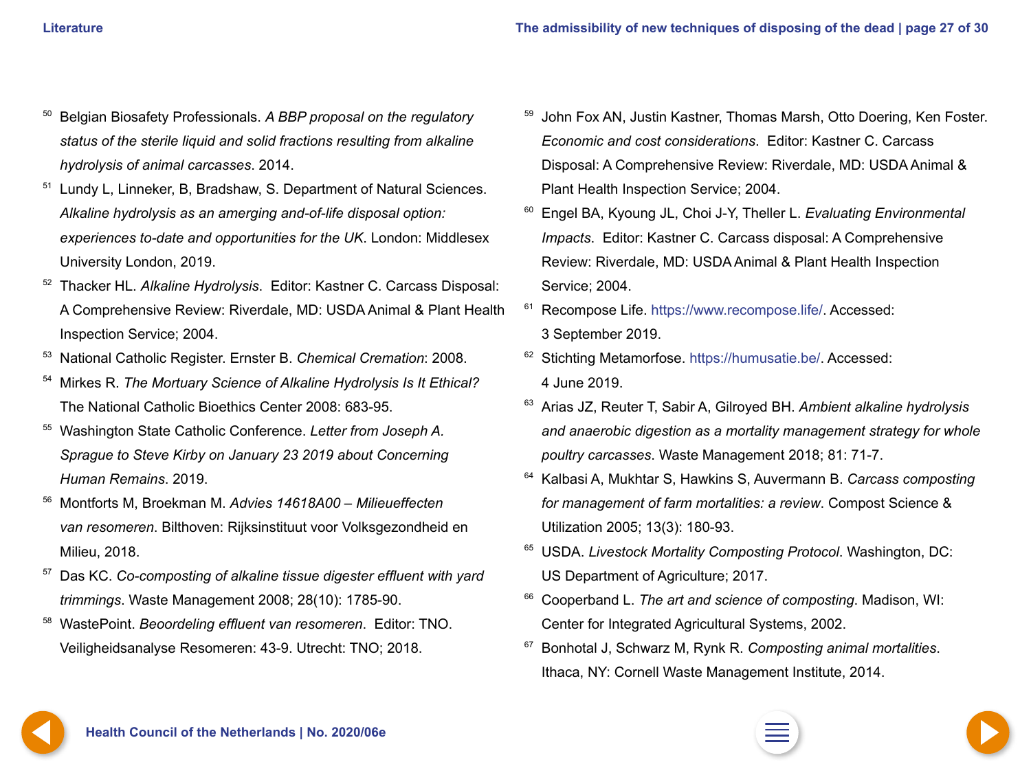50. Belgian Biosafety Professionals. *A BBP proposal on the regulatory status of the sterile liquid and solid fractions resulting from alkaline hydrolysis of animal carcasses*. 2014.
51. Lundy L, Linneker, B, Bradshaw, S. Department of Natural Sciences. *Alkaline hydrolysis as an amerging and-of-life disposal option: experiences to-date and opportunities for the UK*. London: Middlesex University London, 2019.
52. Thacker HL. *Alkaline Hydrolysis*. Editor: Kastner C. Carcass Disposal: A Comprehensive Review: Riverdale, MD: USDA Animal & Plant Health Inspection Service; 2004.
53. National Catholic Register. Ernster B. *Chemical Cremation*: 2008.
54. Mirkes R. *The Mortuary Science of Alkaline Hydrolysis Is It Ethical?* The National Catholic Bioethics Center 2008: 683-95.
55. Washington State Catholic Conference. *Letter from Joseph A. Sprague to Steve Kirby on January 23 2019 about Concerning Human Remains*. 2019.
56. Montforts M, Broekman M. *Advies 14618A00 – Milieueffecten van resomeren*. Bilthoven: Rijksinstituut voor Volksgezondheid en Milieu, 2018.
57. Das KC. *Co-composting of alkaline tissue digester effluent with yard trimmings*. Waste Management 2008; 28(10): 1785-90.
58. WastePoint. *Beoordeling effluent van resomeren*. Editor: TNO. Veiligheidsanalyse Resomeren: 43-9. Utrecht: TNO; 2018.
59. John Fox AN, Justin Kastner, Thomas Marsh, Otto Doering, Ken Foster. *Economic and cost considerations*. Editor: Kastner C. Carcass Disposal: A Comprehensive Review: Riverdale, MD: USDA Animal & Plant Health Inspection Service; 2004.
60. Engel BA, Kyoung JL, Choi J-Y, Theller L. *Evaluating Environmental Impacts*. Editor: Kastner C. Carcass disposal: A Comprehensive Review: Riverdale, MD: USDA Animal & Plant Health Inspection Service; 2004.
61. Recompose Life. https://www.recompose.life/. Accessed: 3 September 2019.
62. Stichting Metamorfose. https://humusatie.be/. Accessed: 4 June 2019.
63. Arias JZ, Reuter T, Sabir A, Gilroyed BH. *Ambient alkaline hydrolysis and anaerobic digestion as a mortality management strategy for whole poultry carcasses*. Waste Management 2018; 81: 71-7.
64. Kalbasi A, Mukhtar S, Hawkins S, Auvermann B. *Carcass composting for management of farm mortalities: a review*. Compost Science & Utilization 2005; 13(3): 180-93.
65. USDA. *Livestock Mortality Composting Protocol*. Washington, DC: US Department of Agriculture; 2017.
66. Cooperband L. *The art and science of composting*. Madison, WI: Center for Integrated Agricultural Systems, 2002.
67. Bonhotal J, Schwarz M, Rynk R. *Composting animal mortalities*. Ithaca, NY: Cornell Waste Management Institute, 2014.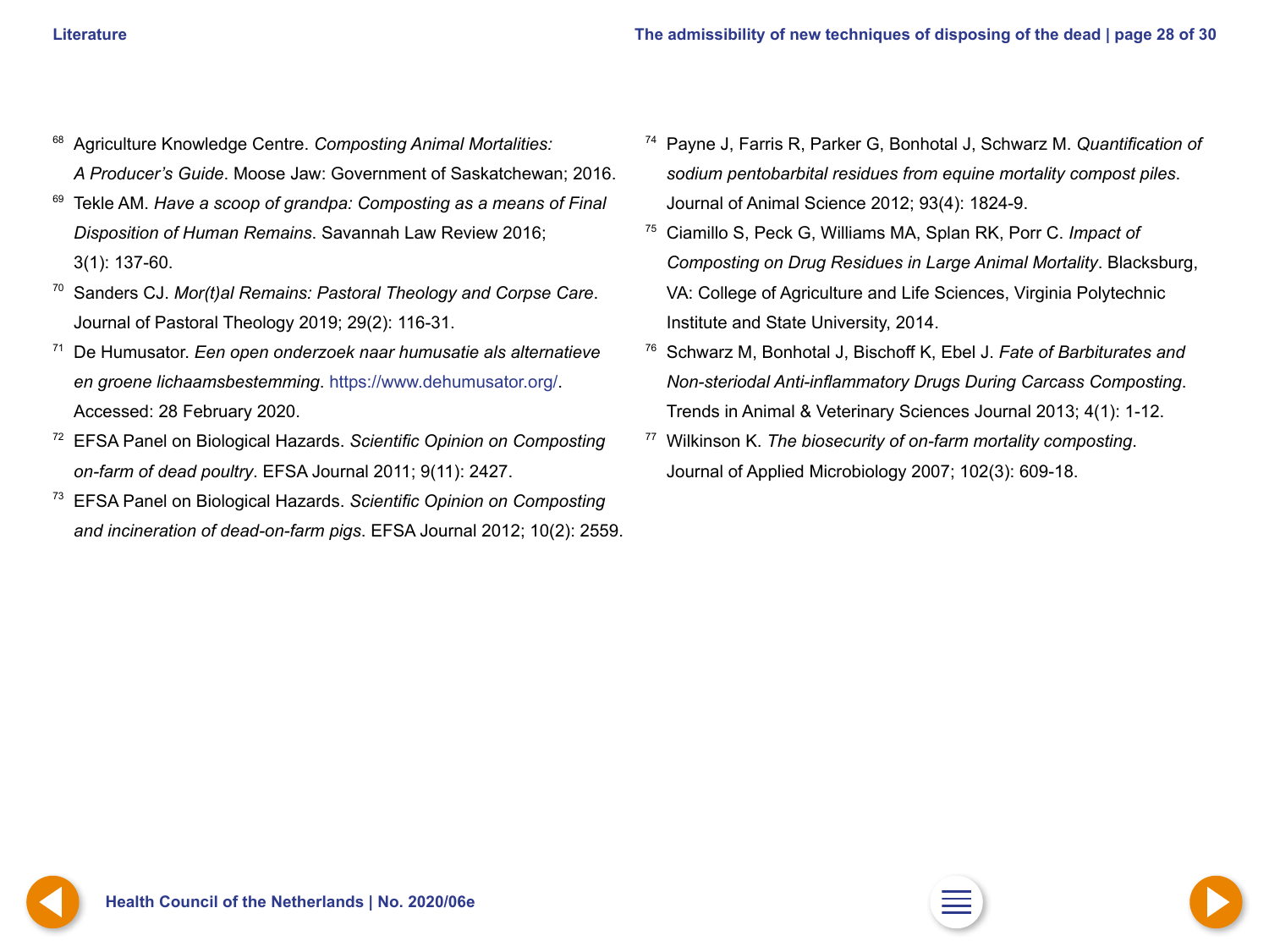[68] Agriculture Knowledge Centre. *Composting Animal Mortalities: A Producer's Guide*. Moose Jaw: Government of Saskatchewan; 2016.

[69] Tekle AM. *Have a scoop of grandpa: Composting as a means of Final Disposition of Human Remains*. Savannah Law Review 2016; 3(1): 137-60.

[70] Sanders CJ. *Mor(t)al Remains: Pastoral Theology and Corpse Care*. Journal of Pastoral Theology 2019; 29(2): 116-31.

[71] De Humusator. *Een open onderzoek naar humusatie als alternatieve en groene lichaamsbestemming*. https://www.dehumusator.org/. Accessed: 28 February 2020.

[72] EFSA Panel on Biological Hazards. *Scientific Opinion on Composting on-farm of dead poultry*. EFSA Journal 2011; 9(11): 2427.

[73] EFSA Panel on Biological Hazards. *Scientific Opinion on Composting and incineration of dead-on-farm pigs*. EFSA Journal 2012; 10(2): 2559.

[74] Payne J, Farris R, Parker G, Bonhotal J, Schwarz M. *Quantification of sodium pentobarbital residues from equine mortality compost piles*. Journal of Animal Science 2012; 93(4): 1824-9.

[75] Ciamillo S, Peck G, Williams MA, Splan RK, Porr C. *Impact of Composting on Drug Residues in Large Animal Mortality*. Blacksburg, VA: College of Agriculture and Life Sciences, Virginia Polytechnic Institute and State University, 2014.

[76] Schwarz M, Bonhotal J, Bischoff K, Ebel J. *Fate of Barbiturates and Non-steriodal Anti-inflammatory Drugs During Carcass Composting*. Trends in Animal & Veterinary Sciences Journal 2013; 4(1): 1-12.

[77] Wilkinson K. *The biosecurity of on-farm mortality composting*. Journal of Applied Microbiology 2007; 102(3): 609-18.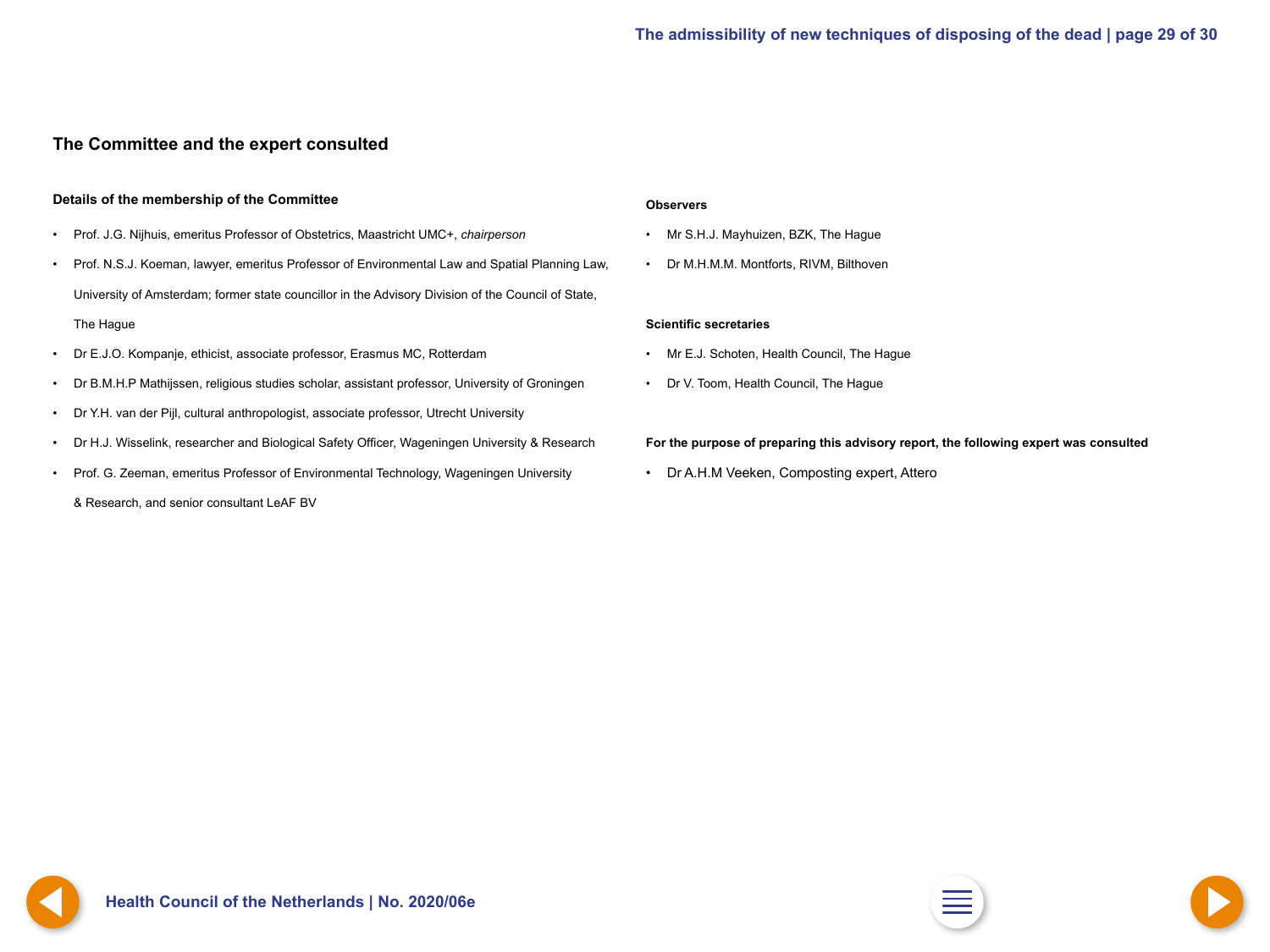## The Committee and the expert consulted

### Details of the membership of the Committee

- Prof. J.G. Nijhuis, emeritus Professor of Obstetrics, Maastricht UMC+, *chairperson*
- Prof. N.S.J. Koeman, lawyer, emeritus Professor of Environmental Law and Spatial Planning Law, University of Amsterdam; former state councillor in the Advisory Division of the Council of State, The Hague
- Dr E.J.O. Kompanje, ethicist, associate professor, Erasmus MC, Rotterdam
- Dr B.M.H.P Mathijssen, religious studies scholar, assistant professor, University of Groningen
- Dr Y.H. van der Pijl, cultural anthropologist, associate professor, Utrecht University
- Dr H.J. Wisselink, researcher and Biological Safety Officer, Wageningen University & Research
- Prof. G. Zeeman, emeritus Professor of Environmental Technology, Wageningen University & Research, and senior consultant LeAF BV

### Observers

- Mr S.H.J. Mayhuizen, BZK, The Hague
- Dr M.H.M.M. Montforts, RIVM, Bilthoven

### Scientific secretaries

- Mr E.J. Schoten, Health Council, The Hague
- Dr V. Toom, Health Council, The Hague

### For the purpose of preparing this advisory report, the following expert was consulted

- Dr A.H.M Veeken, Composting expert, Attero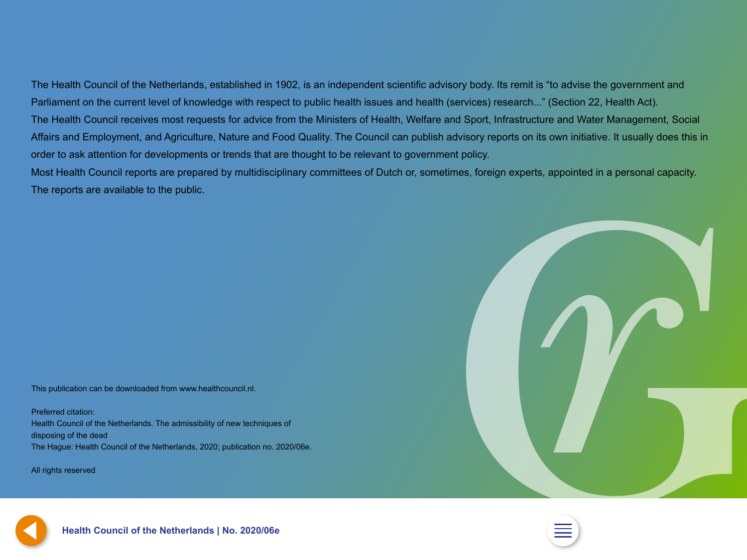The Health Council of the Netherlands, established in 1902, is an independent scientific advisory body. Its remit is “to advise the government and Parliament on the current level of knowledge with respect to public health issues and health (services) research...” (Section 22, Health Act).

The Health Council receives most requests for advice from the Ministers of Health, Welfare and Sport, Infrastructure and Water Management, Social Affairs and Employment, and Agriculture, Nature and Food Quality. The Council can publish advisory reports on its own initiative. It usually does this in order to ask attention for developments or trends that are thought to be relevant to government policy.

Most Health Council reports are prepared by multidisciplinary committees of Dutch or, sometimes, foreign experts, appointed in a personal capacity. The reports are available to the public.

This publication can be downloaded from www.healthcouncil.nl.

Preferred citation:
Health Council of the Netherlands. The admissibility of new techniques of disposing of the dead
The Hague: Health Council of the Netherlands, 2020; publication no. 2020/06e.

All rights reserved